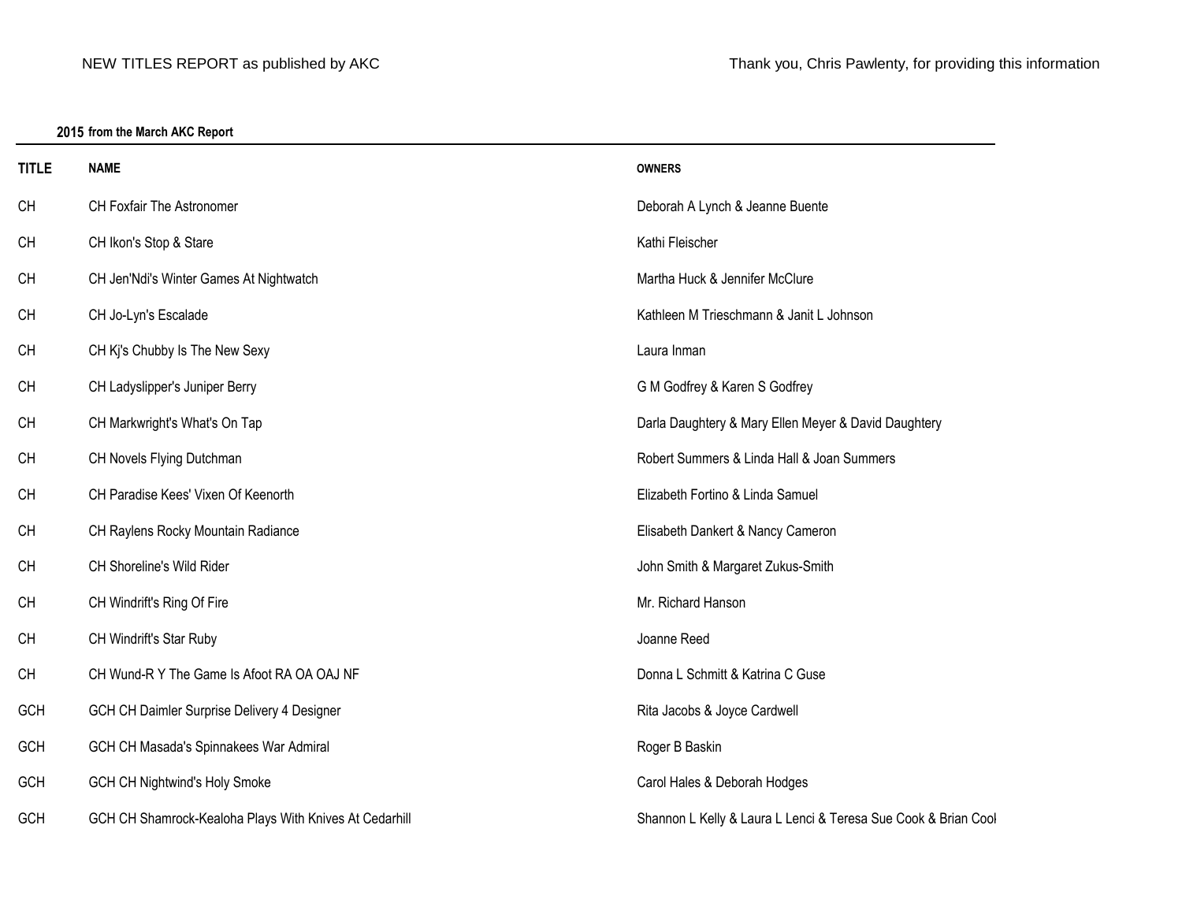NEW TITLES REPORT as published by AKC

Thank you, Chris Pawlenty, for providing this information

**2015 from the March AKC Report**

| TITLE | NAME | OWNERS |
|---|---|---|
| CH | CH Foxfair The Astronomer | Deborah A Lynch & Jeanne Buente |
| CH | CH Ikon's Stop & Stare | Kathi Fleischer |
| CH | CH Jen'Ndi's Winter Games At Nightwatch | Martha Huck & Jennifer McClure |
| CH | CH Jo-Lyn's Escalade | Kathleen M Trieschmann & Janit L Johnson |
| CH | CH Kj's Chubby Is The New Sexy | Laura Inman |
| CH | CH Ladyslipper's Juniper Berry | G M Godfrey & Karen S Godfrey |
| CH | CH Markwright's What's On Tap | Darla Daughtery & Mary Ellen Meyer & David Daughtery |
| CH | CH Novels Flying Dutchman | Robert Summers & Linda Hall & Joan Summers |
| CH | CH Paradise Kees' Vixen Of Keenorth | Elizabeth Fortino & Linda Samuel |
| CH | CH Raylens Rocky Mountain Radiance | Elisabeth Dankert & Nancy Cameron |
| CH | CH Shoreline's Wild Rider | John Smith & Margaret Zukus-Smith |
| CH | CH Windrift's Ring Of Fire | Mr. Richard Hanson |
| CH | CH Windrift's Star Ruby | Joanne Reed |
| CH | CH Wund-R Y The Game Is Afoot RA OA OAJ NF | Donna L Schmitt & Katrina C Guse |
| GCH | GCH CH Daimler Surprise Delivery 4 Designer | Rita Jacobs & Joyce Cardwell |
| GCH | GCH CH Masada's Spinnakees War Admiral | Roger B Baskin |
| GCH | GCH CH Nightwind's Holy Smoke | Carol Hales & Deborah Hodges |
| GCH | GCH CH Shamrock-Kealoha Plays With Knives At Cedarhill | Shannon L Kelly & Laura L Lenci & Teresa Sue Cook & Brian Cool |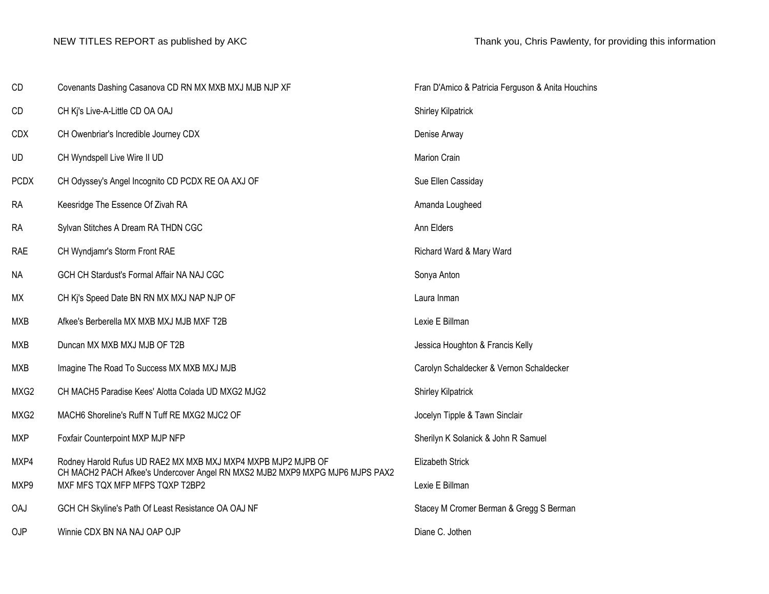| | | |
|---|---|---|
| CD | Covenants Dashing Casanova CD RN MX MXB MXJ MJB NJP XF | Fran D'Amico & Patricia Ferguson & Anita Houchins |
| CD | CH Kj's Live-A-Little CD OA OAJ | Shirley Kilpatrick |
| CDX | CH Owenbriar's Incredible Journey CDX | Denise Arway |
| UD | CH Wyndspell Live Wire II UD | Marion Crain |
| PCDX | CH Odyssey's Angel Incognito CD PCDX RE OA AXJ OF | Sue Ellen Cassiday |
| RA | Keesridge The Essence Of Zivah RA | Amanda Lougheed |
| RA | Sylvan Stitches A Dream RA THDN CGC | Ann Elders |
| RAE | CH Wyndjamr's Storm Front RAE | Richard Ward & Mary Ward |
| NA | GCH CH Stardust's Formal Affair NA NAJ CGC | Sonya Anton |
| MX | CH Kj's Speed Date BN RN MX MXJ NAP NJP OF | Laura Inman |
| MXB | Afkee's Berberella MX MXB MXJ MJB MXF T2B | Lexie E Billman |
| MXB | Duncan MX MXB MXJ MJB OF T2B | Jessica Houghton & Francis Kelly |
| MXB | Imagine The Road To Success MX MXB MXJ MJB | Carolyn Schaldecker & Vernon Schaldecker |
| MXG2 | CH MACH5 Paradise Kees' Alotta Colada UD MXG2 MJG2 | Shirley Kilpatrick |
| MXG2 | MACH6 Shoreline's Ruff N Tuff RE MXG2 MJC2 OF | Jocelyn Tipple & Tawn Sinclair |
| MXP | Foxfair Counterpoint MXP MJP NFP | Sherilyn K Solanick & John R Samuel |
| MXP4 | Rodney Harold Rufus UD RAE2 MX MXB MXJ MXP4 MXPB MJP2 MJPB OF | Elizabeth Strick |
| MXP9 | CH MACH2 PACH Afkee's Undercover Angel RN MXS2 MJB2 MXP9 MXPG MJP6 MJPS PAX2 MXF MFS TQX MFP MFPS TQXP T2BP2 | Lexie E Billman |
| OAJ | GCH CH Skyline's Path Of Least Resistance OA OAJ NF | Stacey M Cromer Berman & Gregg S Berman |
| OJP | Winnie CDX BN NA NAJ OAP OJP | Diane C. Jothen |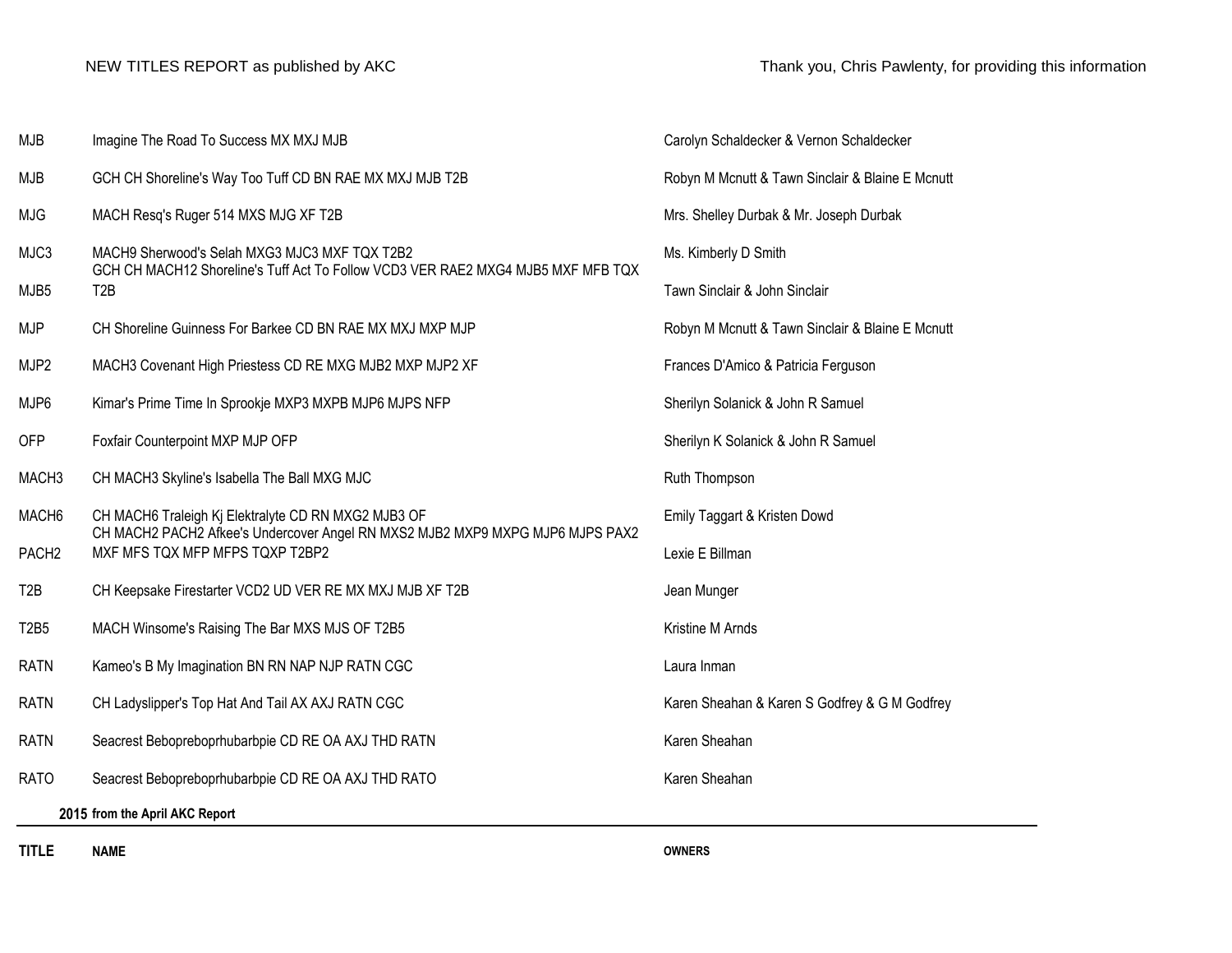| | | |
|---|---|---|
| MJB | Imagine The Road To Success MX MXJ MJB | Carolyn Schaldecker & Vernon Schaldecker |
| MJB | GCH CH Shoreline's Way Too Tuff CD BN RAE MX MXJ MJB T2B | Robyn M Mcnutt & Tawn Sinclair & Blaine E Mcnutt |
| MJG | MACH Resq's Ruger 514 MXS MJG XF T2B | Mrs. Shelley Durbak & Mr. Joseph Durbak |
| MJC3 | MACH9 Sherwood's Selah MXG3 MJC3 MXF TQX T2B2 | Ms. Kimberly D Smith |
| MJB5 | GCH CH MACH12 Shoreline's Tuff Act To Follow VCD3 VER RAE2 MXG4 MJB5 MXF MFB TQX T2B | Tawn Sinclair & John Sinclair |
| MJP | CH Shoreline Guinness For Barkee CD BN RAE MX MXJ MXP MJP | Robyn M Mcnutt & Tawn Sinclair & Blaine E Mcnutt |
| MJP2 | MACH3 Covenant High Priestess CD RE MXG MJB2 MXP MJP2 XF | Frances D'Amico & Patricia Ferguson |
| MJP6 | Kimar's Prime Time In Sprookje MXP3 MXPB MJP6 MJPS NFP | Sherilyn Solanick & John R Samuel |
| OFP | Foxfair Counterpoint MXP MJP OFP | Sherilyn K Solanick & John R Samuel |
| MACH3 | CH MACH3 Skyline's Isabella The Ball MXG MJC | Ruth Thompson |
| MACH6 | CH MACH6 Traleigh Kj Elektralyte CD RN MXG2 MJB3 OF | Emily Taggart & Kristen Dowd |
| PACH2 | CH MACH2 PACH2 Afkee's Undercover Angel RN MXS2 MJB2 MXP9 MXPG MJP6 MJPS PAX2 MXF MFS TQX MFP MFPS TQXP T2BP2 | Lexie E Billman |
| T2B | CH Keepsake Firestarter VCD2 UD VER RE MX MXJ MJB XF T2B | Jean Munger |
| T2B5 | MACH Winsome's Raising The Bar MXS MJS OF T2B5 | Kristine M Arnds |
| RATN | Kameo's B My Imagination BN RN NAP NJP RATN CGC | Laura Inman |
| RATN | CH Ladyslipper's Top Hat And Tail AX AXJ RATN CGC | Karen Sheahan & Karen S Godfrey & G M Godfrey |
| RATN | Seacrest Bebopreboprhubarbpie CD RE OA AXJ THD RATN | Karen Sheahan |
| RATO | Seacrest Bebopreboprhubarbpie CD RE OA AXJ THD RATO | Karen Sheahan |

**2015 from the April AKC Report**

| TITLE | NAME | OWNERS |
|---|---|---|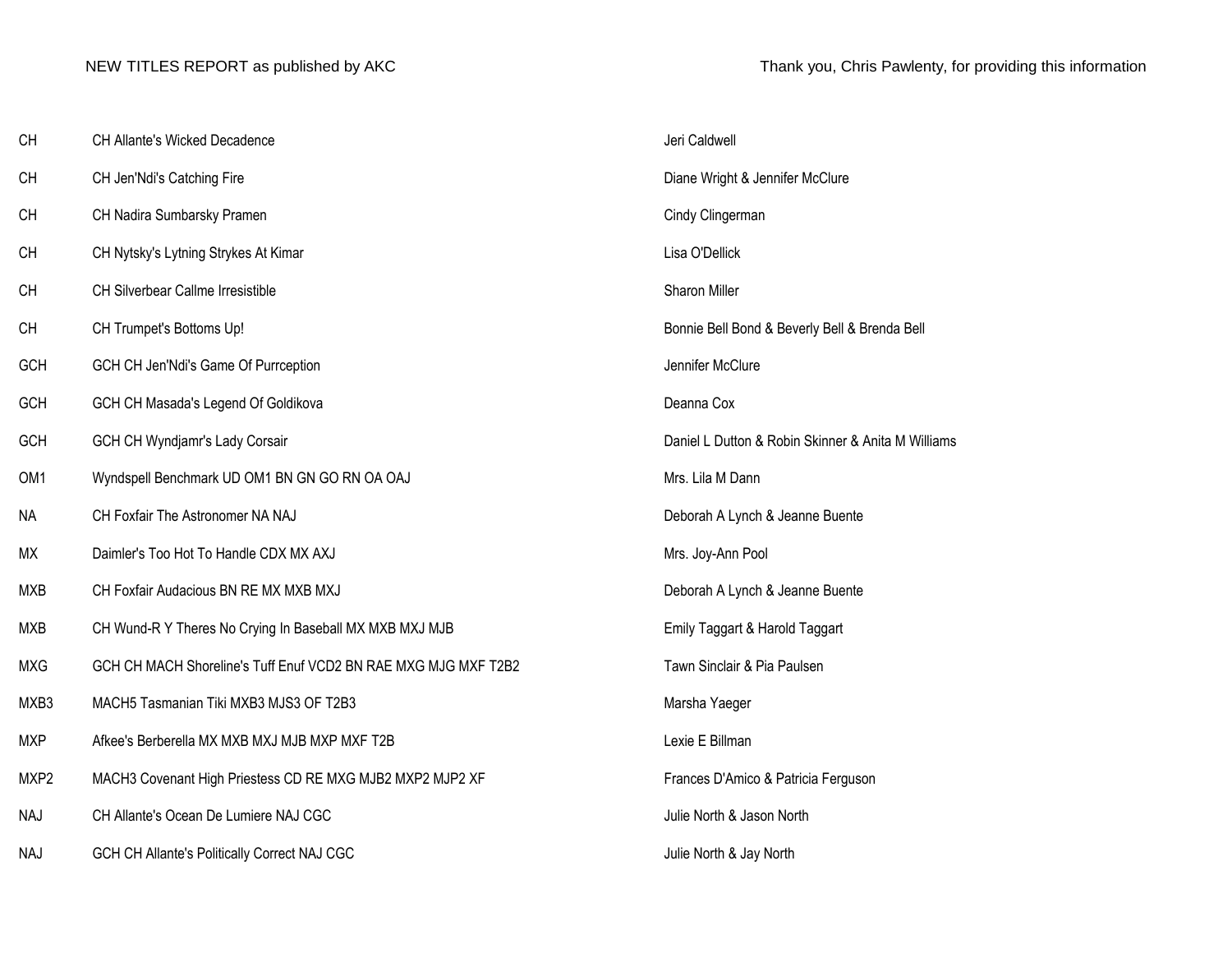NEW TITLES REPORT as published by AKC

Thank you, Chris Pawlenty, for providing this information

| | | |
|---|---|---|
| CH | CH Allante's Wicked Decadence | Jeri Caldwell |
| CH | CH Jen'Ndi's Catching Fire | Diane Wright & Jennifer McClure |
| CH | CH Nadira Sumbarsky Pramen | Cindy Clingerman |
| CH | CH Nytsky's Lytning Strykes At Kimar | Lisa O'Dellick |
| CH | CH Silverbear Callme Irresistible | Sharon Miller |
| CH | CH Trumpet's Bottoms Up! | Bonnie Bell Bond & Beverly Bell & Brenda Bell |
| GCH | GCH CH Jen'Ndi's Game Of Purrception | Jennifer McClure |
| GCH | GCH CH Masada's Legend Of Goldikova | Deanna Cox |
| GCH | GCH CH Wyndjamr's Lady Corsair | Daniel L Dutton & Robin Skinner & Anita M Williams |
| OM1 | Wyndspell Benchmark UD OM1 BN GN GO RN OA OAJ | Mrs. Lila M Dann |
| NA | CH Foxfair The Astronomer NA NAJ | Deborah A Lynch & Jeanne Buente |
| MX | Daimler's Too Hot To Handle CDX MX AXJ | Mrs. Joy-Ann Pool |
| MXB | CH Foxfair Audacious BN RE MX MXB MXJ | Deborah A Lynch & Jeanne Buente |
| MXB | CH Wund-R Y Theres No Crying In Baseball MX MXB MXJ MJB | Emily Taggart & Harold Taggart |
| MXG | GCH CH MACH Shoreline's Tuff Enuf VCD2 BN RAE MXG MJG MXF T2B2 | Tawn Sinclair & Pia Paulsen |
| MXB3 | MACH5 Tasmanian Tiki MXB3 MJS3 OF T2B3 | Marsha Yaeger |
| MXP | Afkee's Berberella MX MXB MXJ MJB MXP MXF T2B | Lexie E Billman |
| MXP2 | MACH3 Covenant High Priestess CD RE MXG MJB2 MXP2 MJP2 XF | Frances D'Amico & Patricia Ferguson |
| NAJ | CH Allante's Ocean De Lumiere NAJ CGC | Julie North & Jason North |
| NAJ | GCH CH Allante's Politically Correct NAJ CGC | Julie North & Jay North |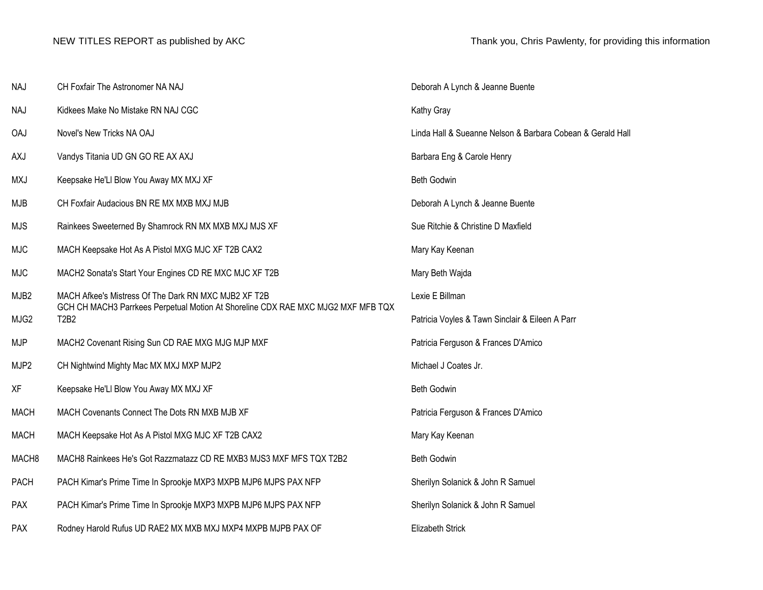NEW TITLES REPORT as published by AKC

Thank you, Chris Pawlenty, for providing this information

| | | |
|---|---|---|
| NAJ | CH Foxfair The Astronomer NA NAJ | Deborah A Lynch & Jeanne Buente |
| NAJ | Kidkees Make No Mistake RN NAJ CGC | Kathy Gray |
| OAJ | Novel's New Tricks NA OAJ | Linda Hall & Sueanne Nelson & Barbara Cobean & Gerald Hall |
| AXJ | Vandys Titania UD GN GO RE AX AXJ | Barbara Eng & Carole Henry |
| MXJ | Keepsake He'Ll Blow You Away MX MXJ XF | Beth Godwin |
| MJB | CH Foxfair Audacious BN RE MX MXB MXJ MJB | Deborah A Lynch & Jeanne Buente |
| MJS | Rainkees Sweeterned By Shamrock RN MX MXB MXJ MJS XF | Sue Ritchie & Christine D Maxfield |
| MJC | MACH Keepsake Hot As A Pistol MXG MJC XF T2B CAX2 | Mary Kay Keenan |
| MJC | MACH2 Sonata's Start Your Engines CD RE MXC MJC XF T2B | Mary Beth Wajda |
| MJB2 | MACH Afkee's Mistress Of The Dark RN MXC MJB2 XF T2B | Lexie E Billman |
| MJG2 | GCH CH MACH3 Parrkees Perpetual Motion At Shoreline CDX RAE MXC MJG2 MXF MFB TQX T2B2 | Patricia Voyles & Tawn Sinclair & Eileen A Parr |
| MJP | MACH2 Covenant Rising Sun CD RAE MXG MJG MJP MXF | Patricia Ferguson & Frances D'Amico |
| MJP2 | CH Nightwind Mighty Mac MX MXJ MXP MJP2 | Michael J Coates Jr. |
| XF | Keepsake He'Ll Blow You Away MX MXJ XF | Beth Godwin |
| MACH | MACH Covenants Connect The Dots RN MXB MJB XF | Patricia Ferguson & Frances D'Amico |
| MACH | MACH Keepsake Hot As A Pistol MXG MJC XF T2B CAX2 | Mary Kay Keenan |
| MACH8 | MACH8 Rainkees He's Got Razzmatazz CD RE MXB3 MJS3 MXF MFS TQX T2B2 | Beth Godwin |
| PACH | PACH Kimar's Prime Time In Sprookje MXP3 MXPB MJP6 MJPS PAX NFP | Sherilyn Solanick & John R Samuel |
| PAX | PACH Kimar's Prime Time In Sprookje MXP3 MXPB MJP6 MJPS PAX NFP | Sherilyn Solanick & John R Samuel |
| PAX | Rodney Harold Rufus UD RAE2 MX MXB MXJ MXP4 MXPB MJPB PAX OF | Elizabeth Strick |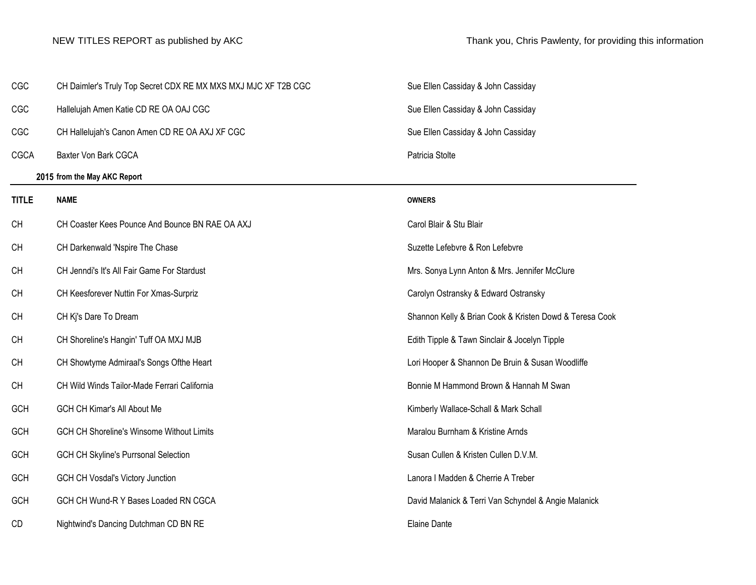| | | |
|---|---|---|
| CGC | CH Daimler's Truly Top Secret CDX RE MX MXS MXJ MJC XF T2B CGC | Sue Ellen Cassiday & John Cassiday |
| CGC | Hallelujah Amen Katie CD RE OA OAJ CGC | Sue Ellen Cassiday & John Cassiday |
| CGC | CH Hallelujah's Canon Amen CD RE OA AXJ XF CGC | Sue Ellen Cassiday & John Cassiday |
| CGCA | Baxter Von Bark CGCA | Patricia Stolte |

**2015 from the May AKC Report**

| TITLE | NAME | OWNERS |
|---|---|---|
| CH | CH Coaster Kees Pounce And Bounce BN RAE OA AXJ | Carol Blair & Stu Blair |
| CH | CH Darkenwald 'Nspire The Chase | Suzette Lefebvre & Ron Lefebvre |
| CH | CH Jenndi's It's All Fair Game For Stardust | Mrs. Sonya Lynn Anton & Mrs. Jennifer McClure |
| CH | CH Keesforever Nuttin For Xmas-Surpriz | Carolyn Ostransky & Edward Ostransky |
| CH | CH Kj's Dare To Dream | Shannon Kelly & Brian Cook & Kristen Dowd & Teresa Cook |
| CH | CH Shoreline's Hangin' Tuff OA MXJ MJB | Edith Tipple & Tawn Sinclair & Jocelyn Tipple |
| CH | CH Showtyme Admiraal's Songs Ofthe Heart | Lori Hooper & Shannon De Bruin & Susan Woodliffe |
| CH | CH Wild Winds Tailor-Made Ferrari California | Bonnie M Hammond Brown & Hannah M Swan |
| GCH | GCH CH Kimar's All About Me | Kimberly Wallace-Schall & Mark Schall |
| GCH | GCH CH Shoreline's Winsome Without Limits | Maralou Burnham & Kristine Arnds |
| GCH | GCH CH Skyline's Purrsonal Selection | Susan Cullen & Kristen Cullen D.V.M. |
| GCH | GCH CH Vosdal's Victory Junction | Lanora I Madden & Cherrie A Treber |
| GCH | GCH CH Wund-R Y Bases Loaded RN CGCA | David Malanick & Terri Van Schyndel & Angie Malanick |
| CD | Nightwind's Dancing Dutchman CD BN RE | Elaine Dante |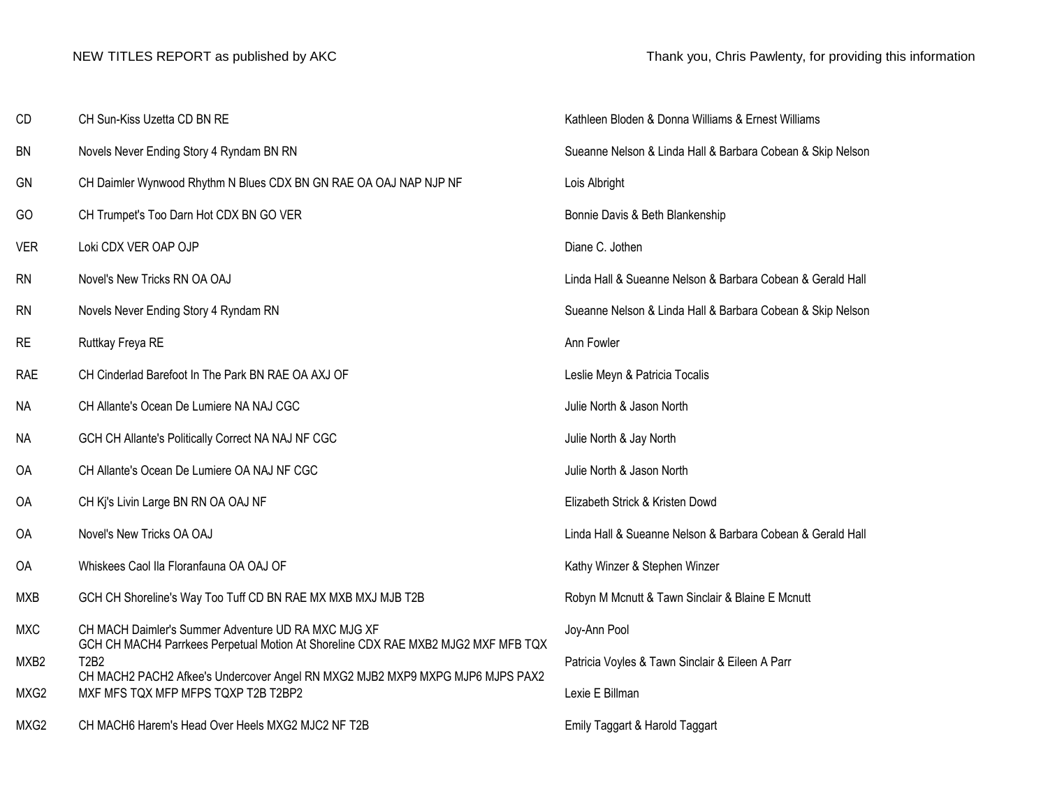NEW TITLES REPORT as published by AKC

Thank you, Chris Pawlenty, for providing this information

| | | |
|---|---|---|
| CD | CH Sun-Kiss Uzetta CD BN RE | Kathleen Bloden & Donna Williams & Ernest Williams |
| BN | Novels Never Ending Story 4 Ryndam BN RN | Sueanne Nelson & Linda Hall & Barbara Cobean & Skip Nelson |
| GN | CH Daimler Wynwood Rhythm N Blues CDX BN GN RAE OA OAJ NAP NJP NF | Lois Albright |
| GO | CH Trumpet's Too Darn Hot CDX BN GO VER | Bonnie Davis & Beth Blankenship |
| VER | Loki CDX VER OAP OJP | Diane C. Jothen |
| RN | Novel's New Tricks RN OA OAJ | Linda Hall & Sueanne Nelson & Barbara Cobean & Gerald Hall |
| RN | Novels Never Ending Story 4 Ryndam RN | Sueanne Nelson & Linda Hall & Barbara Cobean & Skip Nelson |
| RE | Ruttkay Freya RE | Ann Fowler |
| RAE | CH Cinderlad Barefoot In The Park BN RAE OA AXJ OF | Leslie Meyn & Patricia Tocalis |
| NA | CH Allante's Ocean De Lumiere NA NAJ CGC | Julie North & Jason North |
| NA | GCH CH Allante's Politically Correct NA NAJ NF CGC | Julie North & Jay North |
| OA | CH Allante's Ocean De Lumiere OA NAJ NF CGC | Julie North & Jason North |
| OA | CH Kj's Livin Large BN RN OA OAJ NF | Elizabeth Strick & Kristen Dowd |
| OA | Novel's New Tricks OA OAJ | Linda Hall & Sueanne Nelson & Barbara Cobean & Gerald Hall |
| OA | Whiskees Caol Ila Floranfauna OA OAJ OF | Kathy Winzer & Stephen Winzer |
| MXB | GCH CH Shoreline's Way Too Tuff CD BN RAE MX MXB MXJ MJB T2B | Robyn M Mcnutt & Tawn Sinclair & Blaine E Mcnutt |
| MXC | CH MACH Daimler's Summer Adventure UD RA MXC MJG XF | Joy-Ann Pool |
| MXB2 | GCH CH MACH4 Parrkees Perpetual Motion At Shoreline CDX RAE MXB2 MJG2 MXF MFB TQX T2B2 | Patricia Voyles & Tawn Sinclair & Eileen A Parr |
| MXG2 | CH MACH2 PACH2 Afkee's Undercover Angel RN MXG2 MJB2 MXP9 MXPG MJP6 MJPS PAX2 MXF MFS TQX MFP MFPS TQXP T2B T2BP2 | Lexie E Billman |
| MXG2 | CH MACH6 Harem's Head Over Heels MXG2 MJC2 NF T2B | Emily Taggart & Harold Taggart |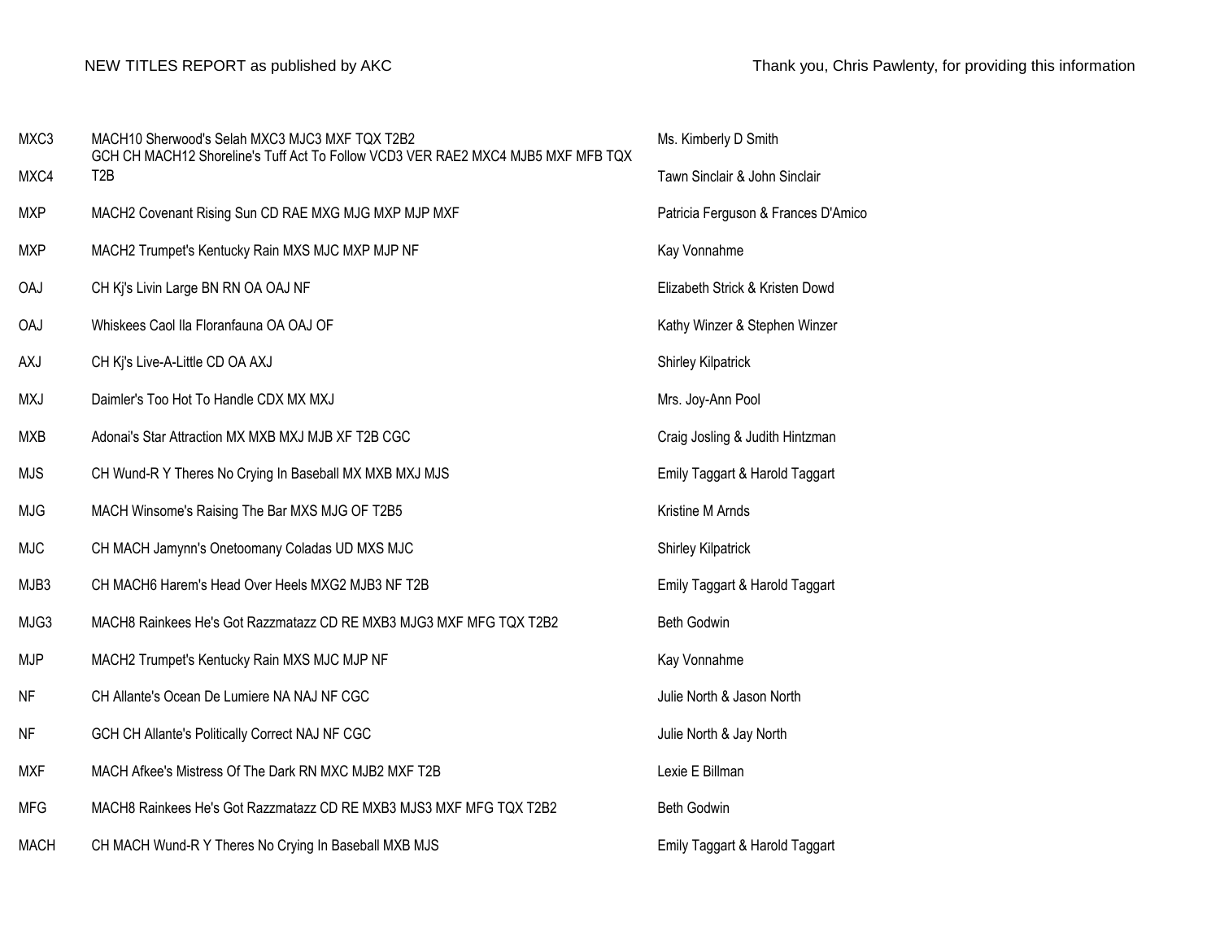| | | |
|---|---|---|
| MXC3 | MACH10 Sherwood's Selah MXC3 MJC3 MXF TQX T2B2 | Ms. Kimberly D Smith |
| MXC4 | GCH CH MACH12 Shoreline's Tuff Act To Follow VCD3 VER RAE2 MXC4 MJB5 MXF MFB TQX T2B | Tawn Sinclair & John Sinclair |
| MXP | MACH2 Covenant Rising Sun CD RAE MXG MJG MXP MJP MXF | Patricia Ferguson & Frances D'Amico |
| MXP | MACH2 Trumpet's Kentucky Rain MXS MJC MXP MJP NF | Kay Vonnahme |
| OAJ | CH Kj's Livin Large BN RN OA OAJ NF | Elizabeth Strick & Kristen Dowd |
| OAJ | Whiskees Caol Ila Floranfauna OA OAJ OF | Kathy Winzer & Stephen Winzer |
| AXJ | CH Kj's Live-A-Little CD OA AXJ | Shirley Kilpatrick |
| MXJ | Daimler's Too Hot To Handle CDX MX MXJ | Mrs. Joy-Ann Pool |
| MXB | Adonai's Star Attraction MX MXB MXJ MJB XF T2B CGC | Craig Josling & Judith Hintzman |
| MJS | CH Wund-R Y Theres No Crying In Baseball MX MXB MXJ MJS | Emily Taggart & Harold Taggart |
| MJG | MACH Winsome's Raising The Bar MXS MJG OF T2B5 | Kristine M Arnds |
| MJC | CH MACH Jamynn's Onetoomany Coladas UD MXS MJC | Shirley Kilpatrick |
| MJB3 | CH MACH6 Harem's Head Over Heels MXG2 MJB3 NF T2B | Emily Taggart & Harold Taggart |
| MJG3 | MACH8 Rainkees He's Got Razzmatazz CD RE MXB3 MJG3 MXF MFG TQX T2B2 | Beth Godwin |
| MJP | MACH2 Trumpet's Kentucky Rain MXS MJC MJP NF | Kay Vonnahme |
| NF | CH Allante's Ocean De Lumiere NA NAJ NF CGC | Julie North & Jason North |
| NF | GCH CH Allante's Politically Correct NAJ NF CGC | Julie North & Jay North |
| MXF | MACH Afkee's Mistress Of The Dark RN MXC MJB2 MXF T2B | Lexie E Billman |
| MFG | MACH8 Rainkees He's Got Razzmatazz CD RE MXB3 MJS3 MXF MFG TQX T2B2 | Beth Godwin |
| MACH | CH MACH Wund-R Y Theres No Crying In Baseball MXB MJS | Emily Taggart & Harold Taggart |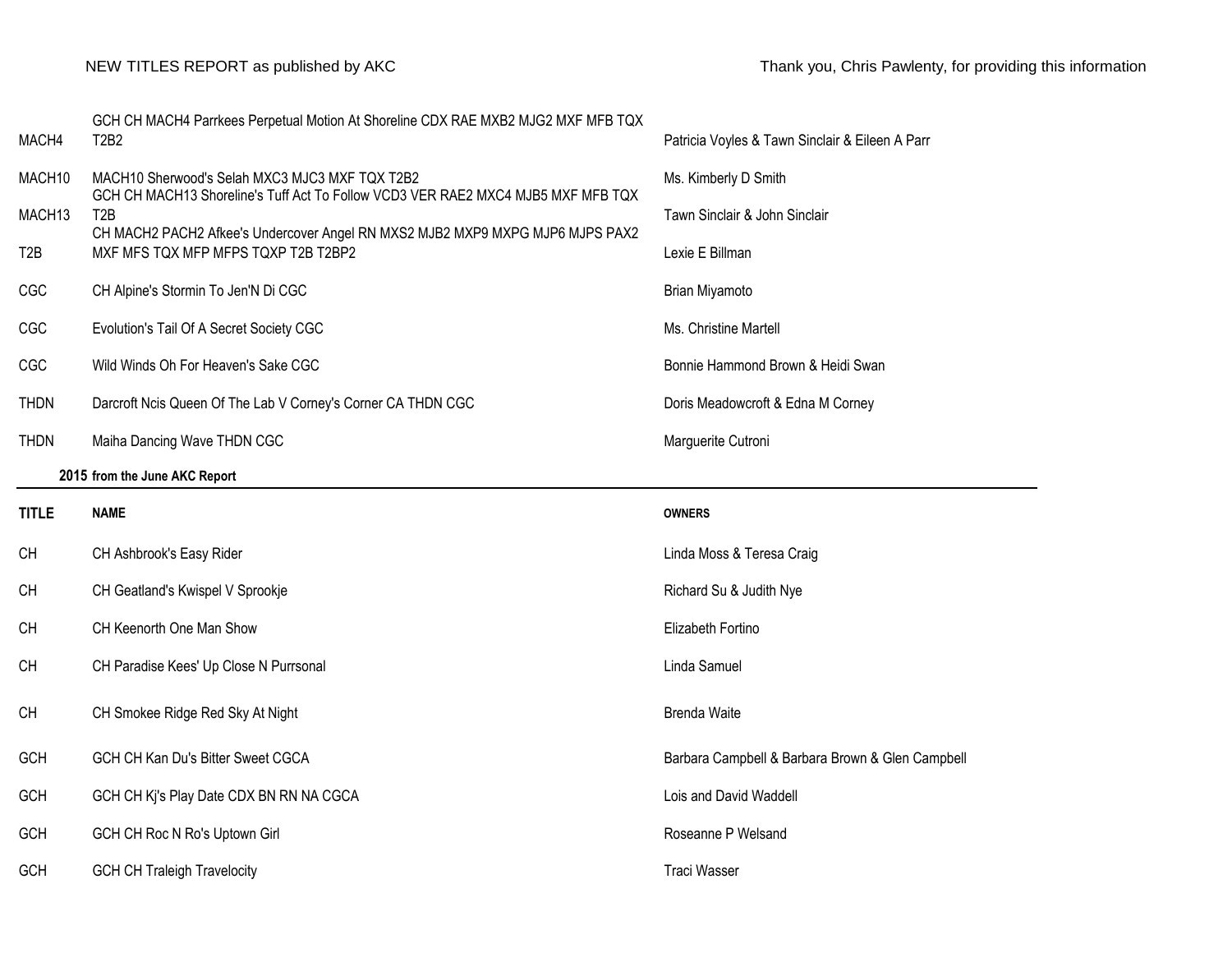| | | |
|---|---|---|
| MACH4 | GCH CH MACH4 Parrkees Perpetual Motion At Shoreline CDX RAE MXB2 MJG2 MXF MFB TQX T2B2 | Patricia Voyles & Tawn Sinclair & Eileen A Parr |
| MACH10 | MACH10 Sherwood's Selah MXC3 MJC3 MXF TQX T2B2 | Ms. Kimberly D Smith |
| MACH13 | GCH CH MACH13 Shoreline's Tuff Act To Follow VCD3 VER RAE2 MXC4 MJB5 MXF MFB TQX T2B | Tawn Sinclair & John Sinclair |
| T2B | CH MACH2 PACH2 Afkee's Undercover Angel RN MXS2 MJB2 MXP9 MXPG MJP6 MJPS PAX2 MXF MFS TQX MFP MFPS TQXP T2B T2BP2 | Lexie E Billman |
| CGC | CH Alpine's Stormin To Jen'N Di CGC | Brian Miyamoto |
| CGC | Evolution's Tail Of A Secret Society CGC | Ms. Christine Martell |
| CGC | Wild Winds Oh For Heaven's Sake CGC | Bonnie Hammond Brown & Heidi Swan |
| THDN | Darcroft Ncis Queen Of The Lab V Corney's Corner CA THDN CGC | Doris Meadowcroft & Edna M Corney |
| THDN | Maiha Dancing Wave THDN CGC | Marguerite Cutroni |

**2015 from the June AKC Report**

| TITLE | NAME | OWNERS |
|---|---|---|
| CH | CH Ashbrook's Easy Rider | Linda Moss & Teresa Craig |
| CH | CH Geatland's Kwispel V Sprookje | Richard Su & Judith Nye |
| CH | CH Keenorth One Man Show | Elizabeth Fortino |
| CH | CH Paradise Kees' Up Close N Purrsonal | Linda Samuel |
| CH | CH Smokee Ridge Red Sky At Night | Brenda Waite |
| GCH | GCH CH Kan Du's Bitter Sweet CGCA | Barbara Campbell & Barbara Brown & Glen Campbell |
| GCH | GCH CH Kj's Play Date CDX BN RN NA CGCA | Lois and David Waddell |
| GCH | GCH CH Roc N Ro's Uptown Girl | Roseanne P Welsand |
| GCH | GCH CH Traleigh Travelocity | Traci Wasser |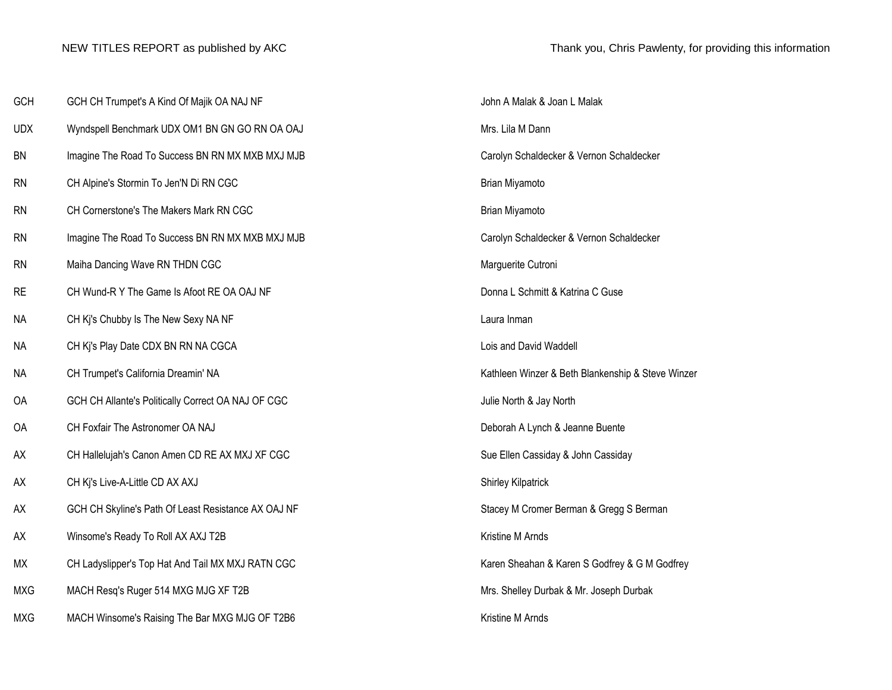NEW TITLES REPORT as published by AKC

Thank you, Chris Pawlenty, for providing this information

| | | |
|---|---|---|
| GCH | GCH CH Trumpet's A Kind Of Majik OA NAJ NF | John A Malak & Joan L Malak |
| UDX | Wyndspell Benchmark UDX OM1 BN GN GO RN OA OAJ | Mrs. Lila M Dann |
| BN | Imagine The Road To Success BN RN MX MXB MXJ MJB | Carolyn Schaldecker & Vernon Schaldecker |
| RN | CH Alpine's Stormin To Jen'N Di RN CGC | Brian Miyamoto |
| RN | CH Cornerstone's The Makers Mark RN CGC | Brian Miyamoto |
| RN | Imagine The Road To Success BN RN MX MXB MXJ MJB | Carolyn Schaldecker & Vernon Schaldecker |
| RN | Maiha Dancing Wave RN THDN CGC | Marguerite Cutroni |
| RE | CH Wund-R Y The Game Is Afoot RE OA OAJ NF | Donna L Schmitt & Katrina C Guse |
| NA | CH Kj's Chubby Is The New Sexy NA NF | Laura Inman |
| NA | CH Kj's Play Date CDX BN RN NA CGCA | Lois and David Waddell |
| NA | CH Trumpet's California Dreamin' NA | Kathleen Winzer & Beth Blankenship & Steve Winzer |
| OA | GCH CH Allante's Politically Correct OA NAJ OF CGC | Julie North & Jay North |
| OA | CH Foxfair The Astronomer OA NAJ | Deborah A Lynch & Jeanne Buente |
| AX | CH Hallelujah's Canon Amen CD RE AX MXJ XF CGC | Sue Ellen Cassiday & John Cassiday |
| AX | CH Kj's Live-A-Little CD AX AXJ | Shirley Kilpatrick |
| AX | GCH CH Skyline's Path Of Least Resistance AX OAJ NF | Stacey M Cromer Berman & Gregg S Berman |
| AX | Winsome's Ready To Roll AX AXJ T2B | Kristine M Arnds |
| MX | CH Ladyslipper's Top Hat And Tail MX MXJ RATN CGC | Karen Sheahan & Karen S Godfrey & G M Godfrey |
| MXG | MACH Resq's Ruger 514 MXG MJG XF T2B | Mrs. Shelley Durbak & Mr. Joseph Durbak |
| MXG | MACH Winsome's Raising The Bar MXG MJG OF T2B6 | Kristine M Arnds |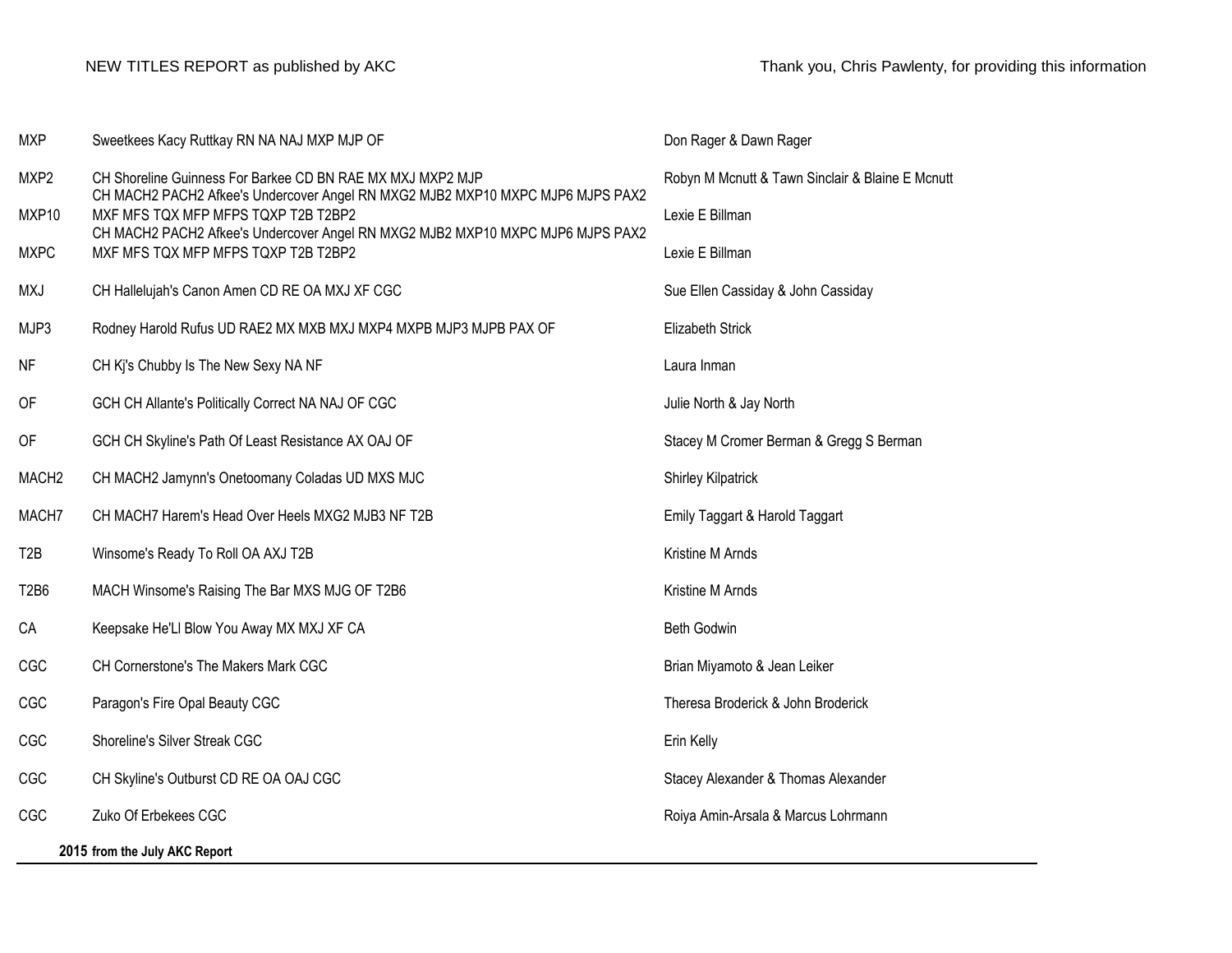| | | |
|---|---|---|
| MXP | Sweetkees Kacy Ruttkay RN NA NAJ MXP MJP OF | Don Rager & Dawn Rager |
| MXP2 | CH Shoreline Guinness For Barkee CD BN RAE MX MXJ MXP2 MJP | Robyn M Mcnutt & Tawn Sinclair & Blaine E Mcnutt |
| MXP10 | CH MACH2 PACH2 Afkee's Undercover Angel RN MXG2 MJB2 MXP10 MXPC MJP6 MJPS PAX2 MXF MFS TQX MFP MFPS TQXP T2B T2BP2 | Lexie E Billman |
| MXPC | CH MACH2 PACH2 Afkee's Undercover Angel RN MXG2 MJB2 MXP10 MXPC MJP6 MJPS PAX2 MXF MFS TQX MFP MFPS TQXP T2B T2BP2 | Lexie E Billman |
| MXJ | CH Hallelujah's Canon Amen CD RE OA MXJ XF CGC | Sue Ellen Cassiday & John Cassiday |
| MJP3 | Rodney Harold Rufus UD RAE2 MX MXB MXJ MXP4 MXPB MJP3 MJPB PAX OF | Elizabeth Strick |
| NF | CH Kj's Chubby Is The New Sexy NA NF | Laura Inman |
| OF | GCH CH Allante's Politically Correct NA NAJ OF CGC | Julie North & Jay North |
| OF | GCH CH Skyline's Path Of Least Resistance AX OAJ OF | Stacey M Cromer Berman & Gregg S Berman |
| MACH2 | CH MACH2 Jamynn's Onetoomany Coladas UD MXS MJC | Shirley Kilpatrick |
| MACH7 | CH MACH7 Harem's Head Over Heels MXG2 MJB3 NF T2B | Emily Taggart & Harold Taggart |
| T2B | Winsome's Ready To Roll OA AXJ T2B | Kristine M Arnds |
| T2B6 | MACH Winsome's Raising The Bar MXS MJG OF T2B6 | Kristine M Arnds |
| CA | Keepsake He'Ll Blow You Away MX MXJ XF CA | Beth Godwin |
| CGC | CH Cornerstone's The Makers Mark CGC | Brian Miyamoto & Jean Leiker |
| CGC | Paragon's Fire Opal Beauty CGC | Theresa Broderick & John Broderick |
| CGC | Shoreline's Silver Streak CGC | Erin Kelly |
| CGC | CH Skyline's Outburst CD RE OA OAJ CGC | Stacey Alexander & Thomas Alexander |
| CGC | Zuko Of Erbekees CGC | Roiya Amin-Arsala & Marcus Lohrmann |

**2015 from the July AKC Report**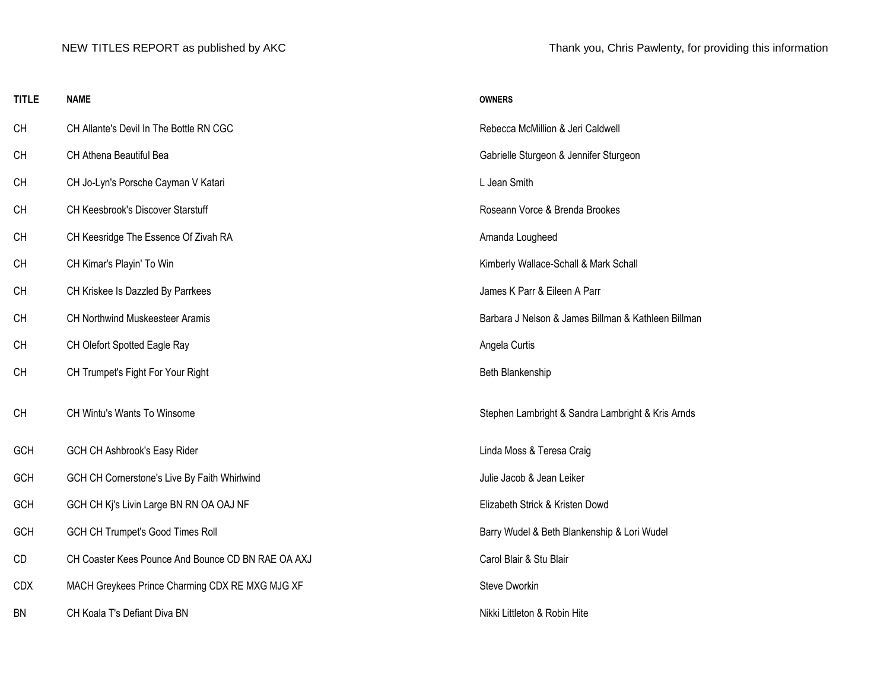NEW TITLES REPORT as published by AKC

Thank you, Chris Pawlenty, for providing this information

| TITLE | NAME | OWNERS |
|---|---|---|
| CH | CH Allante's Devil In The Bottle RN CGC | Rebecca McMillion & Jeri Caldwell |
| CH | CH Athena Beautiful Bea | Gabrielle Sturgeon & Jennifer Sturgeon |
| CH | CH Jo-Lyn's Porsche Cayman V Katari | L Jean Smith |
| CH | CH Keesbrook's Discover Starstuff | Roseann Vorce & Brenda Brookes |
| CH | CH Keesridge The Essence Of Zivah RA | Amanda Lougheed |
| CH | CH Kimar's Playin' To Win | Kimberly Wallace-Schall & Mark Schall |
| CH | CH Kriskee Is Dazzled By Parrkees | James K Parr & Eileen A Parr |
| CH | CH Northwind Muskeesteer Aramis | Barbara J Nelson & James Billman & Kathleen Billman |
| CH | CH Olefort Spotted Eagle Ray | Angela Curtis |
| CH | CH Trumpet's Fight For Your Right | Beth Blankenship |
| CH | CH Wintu's Wants To Winsome | Stephen Lambright & Sandra Lambright & Kris Arnds |
| GCH | GCH CH Ashbrook's Easy Rider | Linda Moss & Teresa Craig |
| GCH | GCH CH Cornerstone's Live By Faith Whirlwind | Julie Jacob & Jean Leiker |
| GCH | GCH CH Kj's Livin Large BN RN OA OAJ NF | Elizabeth Strick & Kristen Dowd |
| GCH | GCH CH Trumpet's Good Times Roll | Barry Wudel & Beth Blankenship & Lori Wudel |
| CD | CH Coaster Kees Pounce And Bounce CD BN RAE OA AXJ | Carol Blair & Stu Blair |
| CDX | MACH Greykees Prince Charming CDX RE MXG MJG XF | Steve Dworkin |
| BN | CH Koala T's Defiant Diva BN | Nikki Littleton & Robin Hite |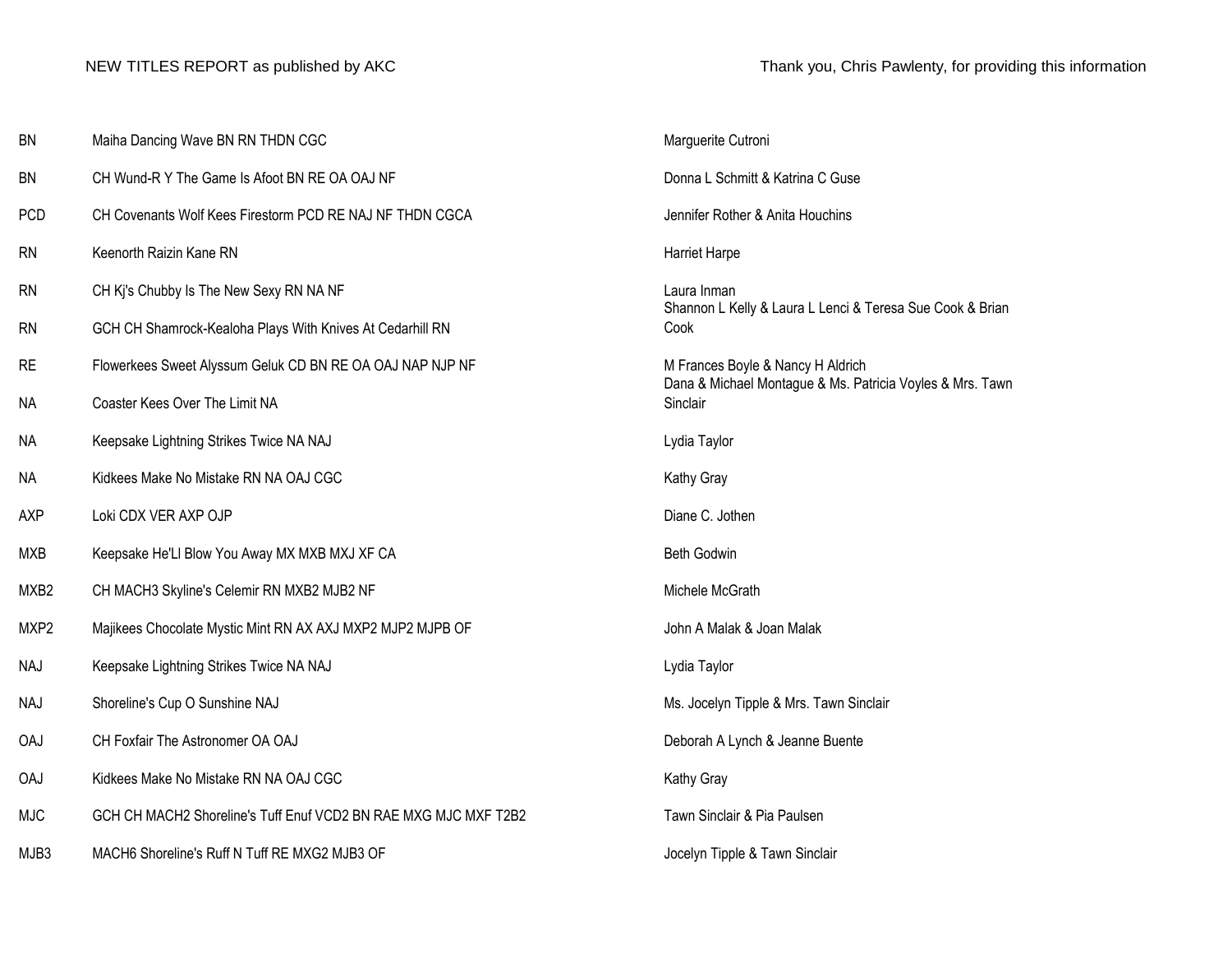NEW TITLES REPORT as published by AKC

Thank you, Chris Pawlenty, for providing this information

| | | |
|---|---|---|
| BN | Maiha Dancing Wave BN RN THDN CGC | Marguerite Cutroni |
| BN | CH Wund-R Y The Game Is Afoot BN RE OA OAJ NF | Donna L Schmitt & Katrina C Guse |
| PCD | CH Covenants Wolf Kees Firestorm PCD RE NAJ NF THDN CGCA | Jennifer Rother & Anita Houchins |
| RN | Keenorth Raizin Kane RN | Harriet Harpe |
| RN | CH Kj's Chubby Is The New Sexy RN NA NF | Laura Inman |
| RN | GCH CH Shamrock-Kealoha Plays With Knives At Cedarhill RN | Shannon L Kelly & Laura L Lenci & Teresa Sue Cook & Brian Cook |
| RE | Flowerkees Sweet Alyssum Geluk CD BN RE OA OAJ NAP NJP NF | M Frances Boyle & Nancy H Aldrich |
| NA | Coaster Kees Over The Limit NA | Dana & Michael Montague & Ms. Patricia Voyles & Mrs. Tawn Sinclair |
| NA | Keepsake Lightning Strikes Twice NA NAJ | Lydia Taylor |
| NA | Kidkees Make No Mistake RN NA OAJ CGC | Kathy Gray |
| AXP | Loki CDX VER AXP OJP | Diane C. Jothen |
| MXB | Keepsake He'Ll Blow You Away MX MXB MXJ XF CA | Beth Godwin |
| MXB2 | CH MACH3 Skyline's Celemir RN MXB2 MJB2 NF | Michele McGrath |
| MXP2 | Majikees Chocolate Mystic Mint RN AX AXJ MXP2 MJP2 MJPB OF | John A Malak & Joan Malak |
| NAJ | Keepsake Lightning Strikes Twice NA NAJ | Lydia Taylor |
| NAJ | Shoreline's Cup O Sunshine NAJ | Ms. Jocelyn Tipple & Mrs. Tawn Sinclair |
| OAJ | CH Foxfair The Astronomer OA OAJ | Deborah A Lynch & Jeanne Buente |
| OAJ | Kidkees Make No Mistake RN NA OAJ CGC | Kathy Gray |
| MJC | GCH CH MACH2 Shoreline's Tuff Enuf VCD2 BN RAE MXG MJC MXF T2B2 | Tawn Sinclair & Pia Paulsen |
| MJB3 | MACH6 Shoreline's Ruff N Tuff RE MXG2 MJB3 OF | Jocelyn Tipple & Tawn Sinclair |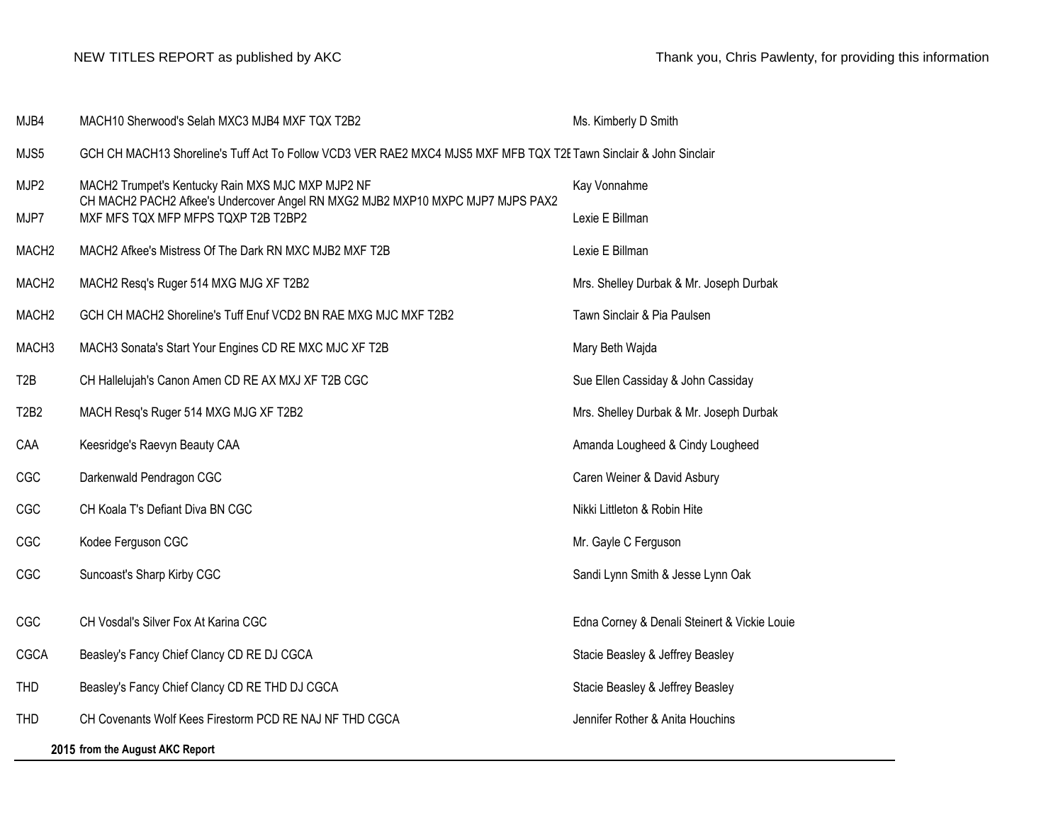| | | |
|---|---|---|
| MJB4 | MACH10 Sherwood's Selah MXC3 MJB4 MXF TQX T2B2 | Ms. Kimberly D Smith |
| MJS5 | GCH CH MACH13 Shoreline's Tuff Act To Follow VCD3 VER RAE2 MXC4 MJS5 MXF MFB TQX T2E | Tawn Sinclair & John Sinclair |
| MJP2 | MACH2 Trumpet's Kentucky Rain MXS MJC MXP MJP2 NF | Kay Vonnahme |
| MJP7 | CH MACH2 PACH2 Afkee's Undercover Angel RN MXG2 MJB2 MXP10 MXPC MJP7 MJPS PAX2 MXF MFS TQX MFP MFPS TQXP T2B T2BP2 | Lexie E Billman |
| MACH2 | MACH2 Afkee's Mistress Of The Dark RN MXC MJB2 MXF T2B | Lexie E Billman |
| MACH2 | MACH2 Resq's Ruger 514 MXG MJG XF T2B2 | Mrs. Shelley Durbak & Mr. Joseph Durbak |
| MACH2 | GCH CH MACH2 Shoreline's Tuff Enuf VCD2 BN RAE MXG MJC MXF T2B2 | Tawn Sinclair & Pia Paulsen |
| MACH3 | MACH3 Sonata's Start Your Engines CD RE MXC MJC XF T2B | Mary Beth Wajda |
| T2B | CH Hallelujah's Canon Amen CD RE AX MXJ XF T2B CGC | Sue Ellen Cassiday & John Cassiday |
| T2B2 | MACH Resq's Ruger 514 MXG MJG XF T2B2 | Mrs. Shelley Durbak & Mr. Joseph Durbak |
| CAA | Keesridge's Raevyn Beauty CAA | Amanda Lougheed & Cindy Lougheed |
| CGC | Darkenwald Pendragon CGC | Caren Weiner & David Asbury |
| CGC | CH Koala T's Defiant Diva BN CGC | Nikki Littleton & Robin Hite |
| CGC | Kodee Ferguson CGC | Mr. Gayle C Ferguson |
| CGC | Suncoast's Sharp Kirby CGC | Sandi Lynn Smith & Jesse Lynn Oak |
| CGC | CH Vosdal's Silver Fox At Karina CGC | Edna Corney & Denali Steinert & Vickie Louie |
| CGCA | Beasley's Fancy Chief Clancy CD RE DJ CGCA | Stacie Beasley & Jeffrey Beasley |
| THD | Beasley's Fancy Chief Clancy CD RE THD DJ CGCA | Stacie Beasley & Jeffrey Beasley |
| THD | CH Covenants Wolf Kees Firestorm PCD RE NAJ NF THD CGCA | Jennifer Rother & Anita Houchins |

**2015 from the August AKC Report**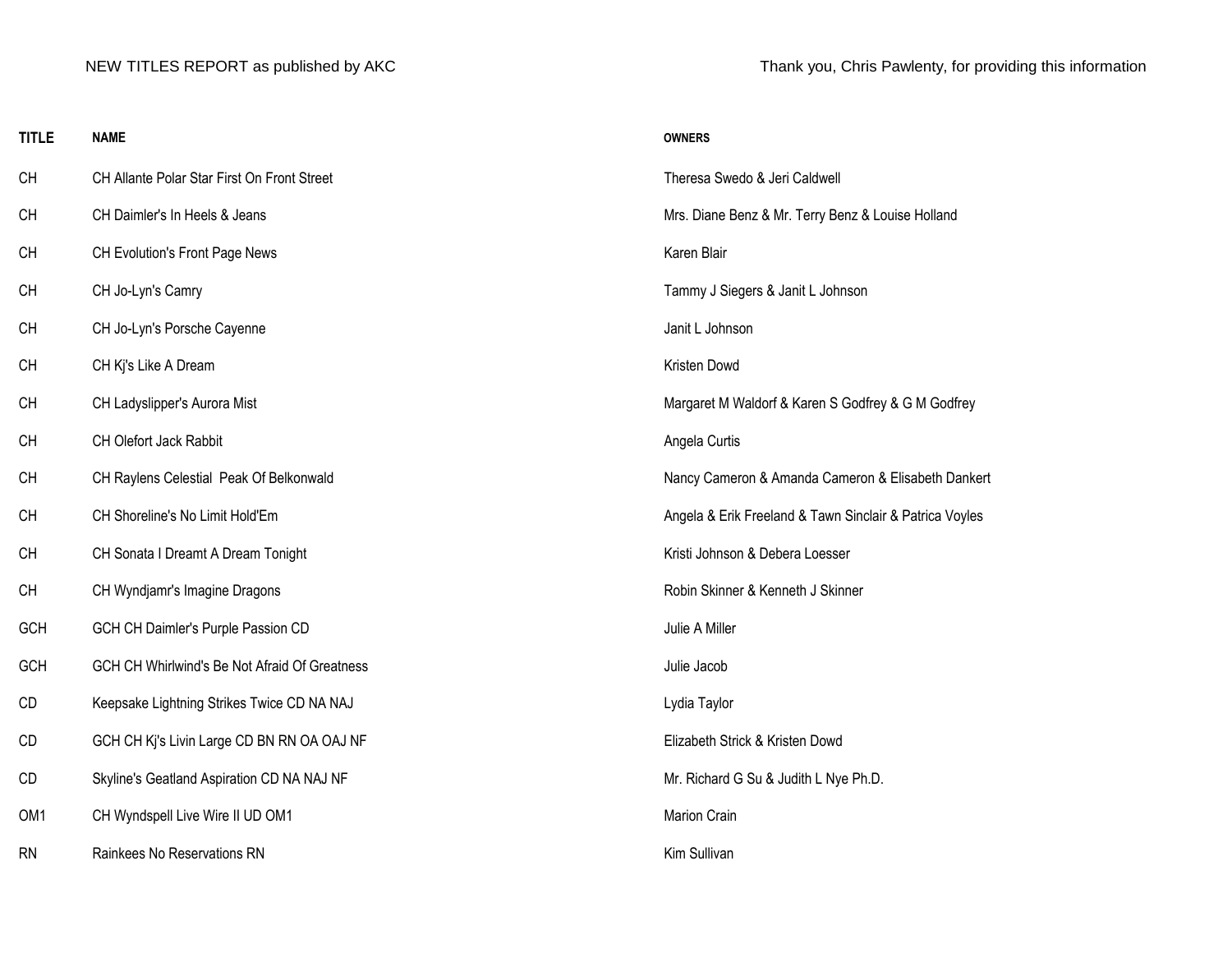NEW TITLES REPORT as published by AKC

Thank you, Chris Pawlenty, for providing this information

| TITLE | NAME | OWNERS |
|---|---|---|
| CH | CH Allante Polar Star First On Front Street | Theresa Swedo & Jeri Caldwell |
| CH | CH Daimler's In Heels & Jeans | Mrs. Diane Benz & Mr. Terry Benz & Louise Holland |
| CH | CH Evolution's Front Page News | Karen Blair |
| CH | CH Jo-Lyn's Camry | Tammy J Siegers & Janit L Johnson |
| CH | CH Jo-Lyn's Porsche Cayenne | Janit L Johnson |
| CH | CH Kj's Like A Dream | Kristen Dowd |
| CH | CH Ladyslipper's Aurora Mist | Margaret M Waldorf & Karen S Godfrey & G M Godfrey |
| CH | CH Olefort Jack Rabbit | Angela Curtis |
| CH | CH Raylens Celestial Peak Of Belkonwald | Nancy Cameron & Amanda Cameron & Elisabeth Dankert |
| CH | CH Shoreline's No Limit Hold'Em | Angela & Erik Freeland & Tawn Sinclair & Patrica Voyles |
| CH | CH Sonata I Dreamt A Dream Tonight | Kristi Johnson & Debera Loesser |
| CH | CH Wyndjamr's Imagine Dragons | Robin Skinner & Kenneth J Skinner |
| GCH | GCH CH Daimler's Purple Passion CD | Julie A Miller |
| GCH | GCH CH Whirlwind's Be Not Afraid Of Greatness | Julie Jacob |
| CD | Keepsake Lightning Strikes Twice CD NA NAJ | Lydia Taylor |
| CD | GCH CH Kj's Livin Large CD BN RN OA OAJ NF | Elizabeth Strick & Kristen Dowd |
| CD | Skyline's Geatland Aspiration CD NA NAJ NF | Mr. Richard G Su & Judith L Nye Ph.D. |
| OM1 | CH Wyndspell Live Wire II UD OM1 | Marion Crain |
| RN | Rainkees No Reservations RN | Kim Sullivan |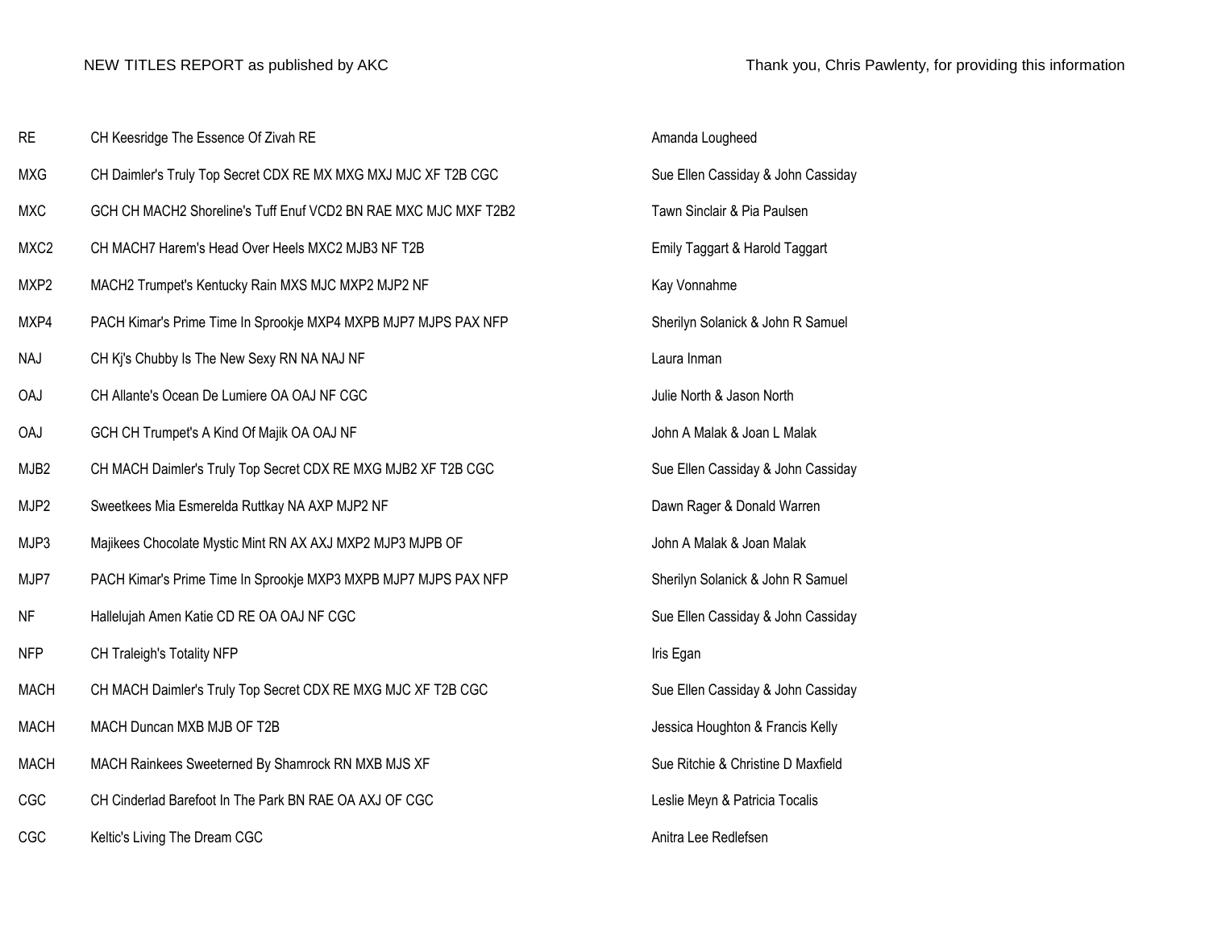NEW TITLES REPORT as published by AKC

Thank you, Chris Pawlenty, for providing this information

| | | |
|---|---|---|
| RE | CH Keesridge The Essence Of Zivah RE | Amanda Lougheed |
| MXG | CH Daimler's Truly Top Secret CDX RE MX MXG MXJ MJC XF T2B CGC | Sue Ellen Cassiday & John Cassiday |
| MXC | GCH CH MACH2 Shoreline's Tuff Enuf VCD2 BN RAE MXC MJC MXF T2B2 | Tawn Sinclair & Pia Paulsen |
| MXC2 | CH MACH7 Harem's Head Over Heels MXC2 MJB3 NF T2B | Emily Taggart & Harold Taggart |
| MXP2 | MACH2 Trumpet's Kentucky Rain MXS MJC MXP2 MJP2 NF | Kay Vonnahme |
| MXP4 | PACH Kimar's Prime Time In Sprookje MXP4 MXPB MJP7 MJPS PAX NFP | Sherilyn Solanick & John R Samuel |
| NAJ | CH Kj's Chubby Is The New Sexy RN NA NAJ NF | Laura Inman |
| OAJ | CH Allante's Ocean De Lumiere OA OAJ NF CGC | Julie North & Jason North |
| OAJ | GCH CH Trumpet's A Kind Of Majik OA OAJ NF | John A Malak & Joan L Malak |
| MJB2 | CH MACH Daimler's Truly Top Secret CDX RE MXG MJB2 XF T2B CGC | Sue Ellen Cassiday & John Cassiday |
| MJP2 | Sweetkees Mia Esmerelda Ruttkay NA AXP MJP2 NF | Dawn Rager & Donald Warren |
| MJP3 | Majikees Chocolate Mystic Mint RN AX AXJ MXP2 MJP3 MJPB OF | John A Malak & Joan Malak |
| MJP7 | PACH Kimar's Prime Time In Sprookje MXP3 MXPB MJP7 MJPS PAX NFP | Sherilyn Solanick & John R Samuel |
| NF | Hallelujah Amen Katie CD RE OA OAJ NF CGC | Sue Ellen Cassiday & John Cassiday |
| NFP | CH Traleigh's Totality NFP | Iris Egan |
| MACH | CH MACH Daimler's Truly Top Secret CDX RE MXG MJC XF T2B CGC | Sue Ellen Cassiday & John Cassiday |
| MACH | MACH Duncan MXB MJB OF T2B | Jessica Houghton & Francis Kelly |
| MACH | MACH Rainkees Sweeterned By Shamrock RN MXB MJS XF | Sue Ritchie & Christine D Maxfield |
| CGC | CH Cinderlad Barefoot In The Park BN RAE OA AXJ OF CGC | Leslie Meyn & Patricia Tocalis |
| CGC | Keltic's Living The Dream CGC | Anitra Lee Redlefsen |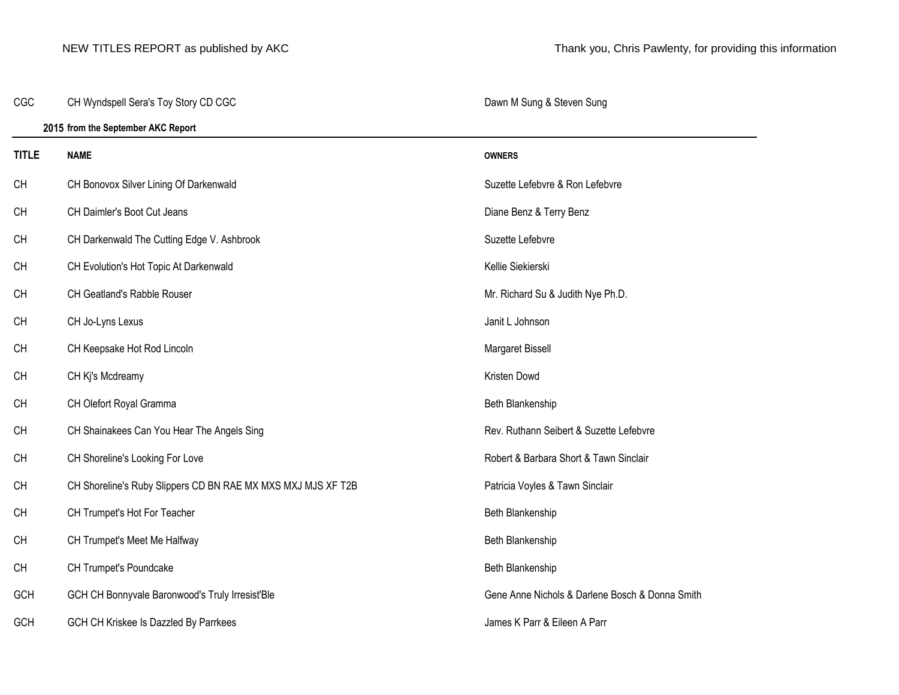| | | |
|---|---|---|
| CGC | CH Wyndspell Sera's Toy Story CD CGC | Dawn M Sung & Steven Sung |

**2015 from the September AKC Report**

| TITLE | NAME | OWNERS |
|---|---|---|
| CH | CH Bonovox Silver Lining Of Darkenwald | Suzette Lefebvre & Ron Lefebvre |
| CH | CH Daimler's Boot Cut Jeans | Diane Benz & Terry Benz |
| CH | CH Darkenwald The Cutting Edge V. Ashbrook | Suzette Lefebvre |
| CH | CH Evolution's Hot Topic At Darkenwald | Kellie Siekierski |
| CH | CH Geatland's Rabble Rouser | Mr. Richard Su & Judith Nye Ph.D. |
| CH | CH Jo-Lyns Lexus | Janit L Johnson |
| CH | CH Keepsake Hot Rod Lincoln | Margaret Bissell |
| CH | CH Kj's Mcdreamy | Kristen Dowd |
| CH | CH Olefort Royal Gramma | Beth Blankenship |
| CH | CH Shainakees Can You Hear The Angels Sing | Rev. Ruthann Seibert & Suzette Lefebvre |
| CH | CH Shoreline's Looking For Love | Robert & Barbara Short & Tawn Sinclair |
| CH | CH Shoreline's Ruby Slippers CD BN RAE MX MXS MXJ MJS XF T2B | Patricia Voyles & Tawn Sinclair |
| CH | CH Trumpet's Hot For Teacher | Beth Blankenship |
| CH | CH Trumpet's Meet Me Halfway | Beth Blankenship |
| CH | CH Trumpet's Poundcake | Beth Blankenship |
| GCH | GCH CH Bonnyvale Baronwood's Truly Irresist'Ble | Gene Anne Nichols & Darlene Bosch & Donna Smith |
| GCH | GCH CH Kriskee Is Dazzled By Parrkees | James K Parr & Eileen A Parr |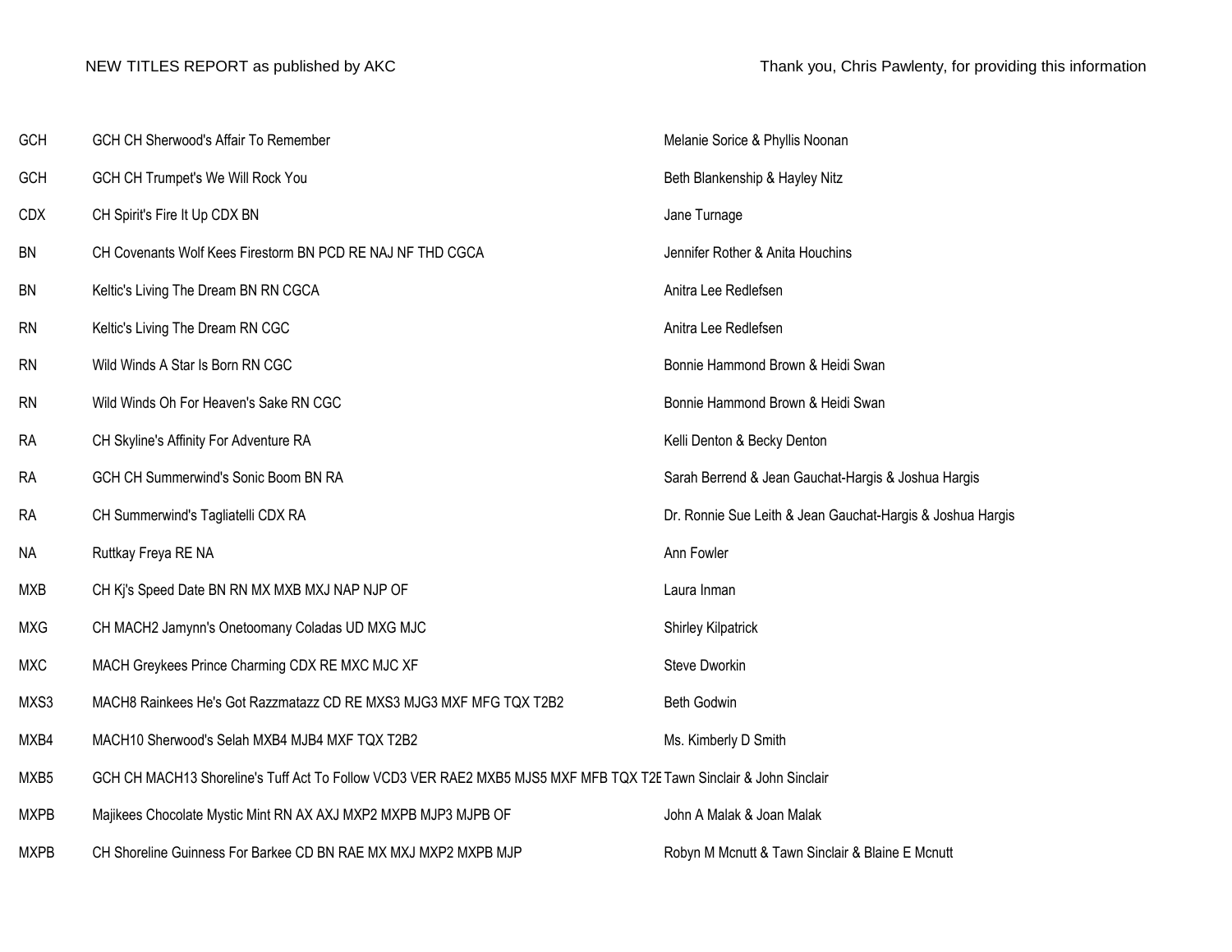NEW TITLES REPORT as published by AKC

Thank you, Chris Pawlenty, for providing this information

| | | |
|---|---|---|
| GCH | GCH CH Sherwood's Affair To Remember | Melanie Sorice & Phyllis Noonan |
| GCH | GCH CH Trumpet's We Will Rock You | Beth Blankenship & Hayley Nitz |
| CDX | CH Spirit's Fire It Up CDX BN | Jane Turnage |
| BN | CH Covenants Wolf Kees Firestorm BN PCD RE NAJ NF THD CGCA | Jennifer Rother & Anita Houchins |
| BN | Keltic's Living The Dream BN RN CGCA | Anitra Lee Redlefsen |
| RN | Keltic's Living The Dream RN CGC | Anitra Lee Redlefsen |
| RN | Wild Winds A Star Is Born RN CGC | Bonnie Hammond Brown & Heidi Swan |
| RN | Wild Winds Oh For Heaven's Sake RN CGC | Bonnie Hammond Brown & Heidi Swan |
| RA | CH Skyline's Affinity For Adventure RA | Kelli Denton & Becky Denton |
| RA | GCH CH Summerwind's Sonic Boom BN RA | Sarah Berrend & Jean Gauchat-Hargis & Joshua Hargis |
| RA | CH Summerwind's Tagliatelli CDX RA | Dr. Ronnie Sue Leith & Jean Gauchat-Hargis & Joshua Hargis |
| NA | Ruttkay Freya RE NA | Ann Fowler |
| MXB | CH Kj's Speed Date BN RN MX MXB MXJ NAP NJP OF | Laura Inman |
| MXG | CH MACH2 Jamynn's Onetoomany Coladas UD MXG MJC | Shirley Kilpatrick |
| MXC | MACH Greykees Prince Charming CDX RE MXC MJC XF | Steve Dworkin |
| MXS3 | MACH8 Rainkees He's Got Razzmatazz CD RE MXS3 MJG3 MXF MFG TQX T2B2 | Beth Godwin |
| MXB4 | MACH10 Sherwood's Selah MXB4 MJB4 MXF TQX T2B2 | Ms. Kimberly D Smith |
| MXB5 | GCH CH MACH13 Shoreline's Tuff Act To Follow VCD3 VER RAE2 MXB5 MJS5 MXF MFB TQX T2E | Tawn Sinclair & John Sinclair |
| MXPB | Majikees Chocolate Mystic Mint RN AX AXJ MXP2 MXPB MJP3 MJPB OF | John A Malak & Joan Malak |
| MXPB | CH Shoreline Guinness For Barkee CD BN RAE MX MXJ MXP2 MXPB MJP | Robyn M Mcnutt & Tawn Sinclair & Blaine E Mcnutt |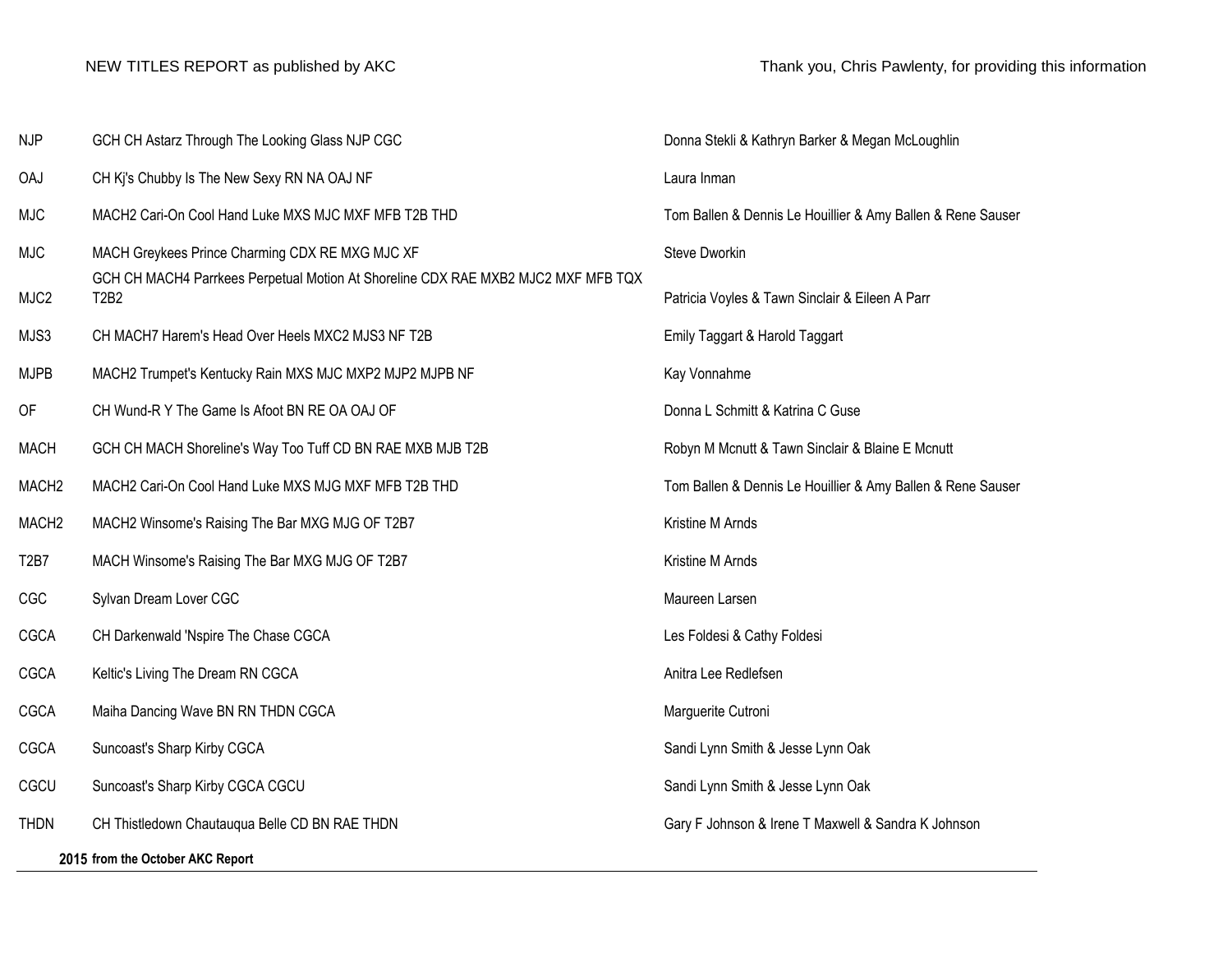NEW TITLES REPORT as published by AKC

Thank you, Chris Pawlenty, for providing this information

| | | |
|---|---|---|
| NJP | GCH CH Astarz Through The Looking Glass NJP CGC | Donna Stekli & Kathryn Barker & Megan McLoughlin |
| OAJ | CH Kj's Chubby Is The New Sexy RN NA OAJ NF | Laura Inman |
| MJC | MACH2 Cari-On Cool Hand Luke MXS MJC MXF MFB T2B THD | Tom Ballen & Dennis Le Houillier & Amy Ballen & Rene Sauser |
| MJC | MACH Greykees Prince Charming CDX RE MXG MJC XF | Steve Dworkin |
| MJC2 | GCH CH MACH4 Parrkees Perpetual Motion At Shoreline CDX RAE MXB2 MJC2 MXF MFB TQX T2B2 | Patricia Voyles & Tawn Sinclair & Eileen A Parr |
| MJS3 | CH MACH7 Harem's Head Over Heels MXC2 MJS3 NF T2B | Emily Taggart & Harold Taggart |
| MJPB | MACH2 Trumpet's Kentucky Rain MXS MJC MXP2 MJP2 MJPB NF | Kay Vonnahme |
| OF | CH Wund-R Y The Game Is Afoot BN RE OA OAJ OF | Donna L Schmitt & Katrina C Guse |
| MACH | GCH CH MACH Shoreline's Way Too Tuff CD BN RAE MXB MJB T2B | Robyn M Mcnutt & Tawn Sinclair & Blaine E Mcnutt |
| MACH2 | MACH2 Cari-On Cool Hand Luke MXS MJG MXF MFB T2B THD | Tom Ballen & Dennis Le Houillier & Amy Ballen & Rene Sauser |
| MACH2 | MACH2 Winsome's Raising The Bar MXG MJG OF T2B7 | Kristine M Arnds |
| T2B7 | MACH Winsome's Raising The Bar MXG MJG OF T2B7 | Kristine M Arnds |
| CGC | Sylvan Dream Lover CGC | Maureen Larsen |
| CGCA | CH Darkenwald 'Nspire The Chase CGCA | Les Foldesi & Cathy Foldesi |
| CGCA | Keltic's Living The Dream RN CGCA | Anitra Lee Redlefsen |
| CGCA | Maiha Dancing Wave BN RN THDN CGCA | Marguerite Cutroni |
| CGCA | Suncoast's Sharp Kirby CGCA | Sandi Lynn Smith & Jesse Lynn Oak |
| CGCU | Suncoast's Sharp Kirby CGCA CGCU | Sandi Lynn Smith & Jesse Lynn Oak |
| THDN | CH Thistledown Chautauqua Belle CD BN RAE THDN | Gary F Johnson & Irene T Maxwell & Sandra K Johnson |

**2015 from the October AKC Report**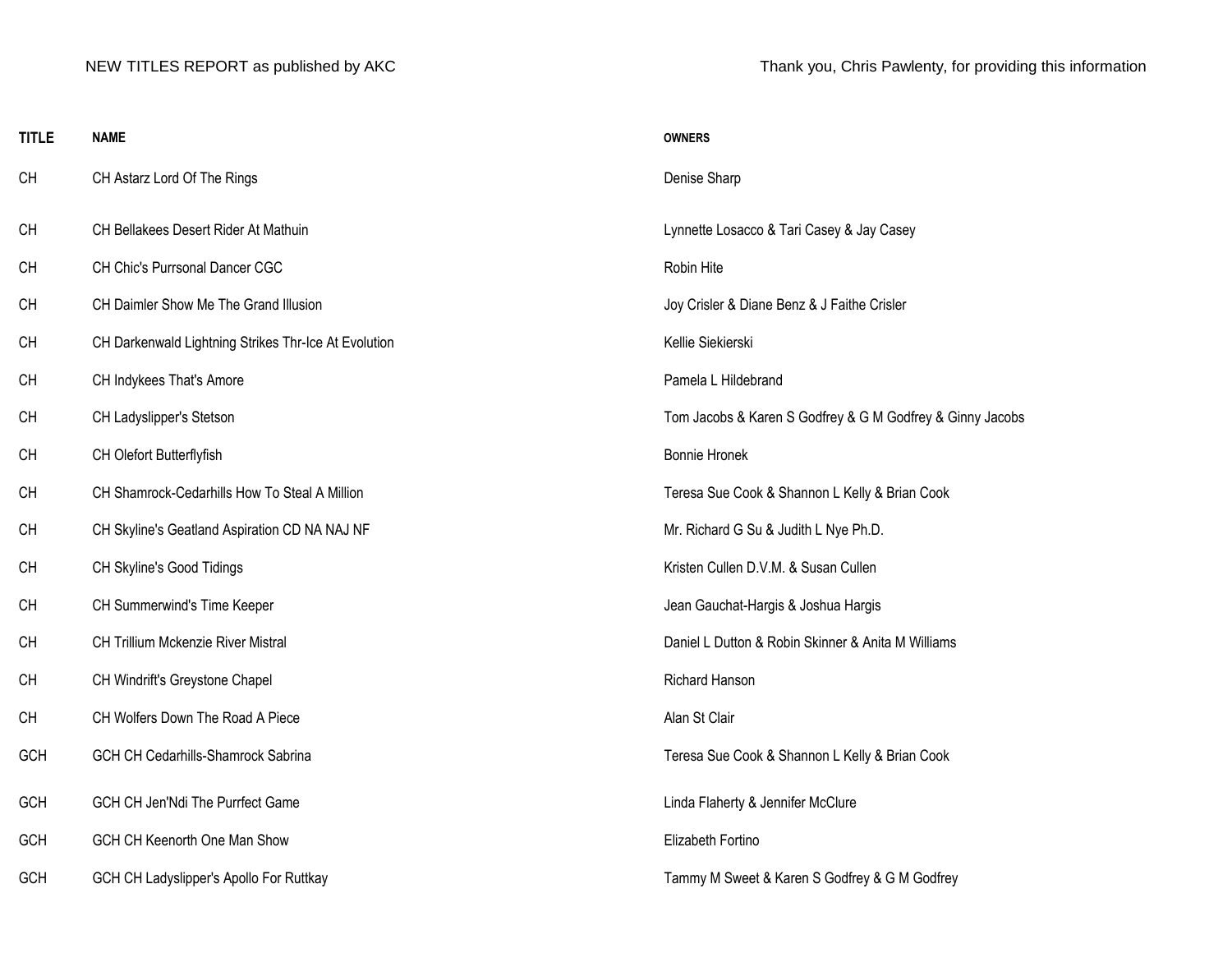NEW TITLES REPORT as published by AKC

Thank you, Chris Pawlenty, for providing this information

| TITLE | NAME | OWNERS |
|---|---|---|
| CH | CH Astarz Lord Of The Rings | Denise Sharp |
| CH | CH Bellakees Desert Rider At Mathuin | Lynnette Losacco & Tari Casey & Jay Casey |
| CH | CH Chic's Purrsonal Dancer CGC | Robin Hite |
| CH | CH Daimler Show Me The Grand Illusion | Joy Crisler & Diane Benz & J Faithe Crisler |
| CH | CH Darkenwald Lightning Strikes Thr-Ice At Evolution | Kellie Siekierski |
| CH | CH Indykees That's Amore | Pamela L Hildebrand |
| CH | CH Ladyslipper's Stetson | Tom Jacobs & Karen S Godfrey & G M Godfrey & Ginny Jacobs |
| CH | CH Olefort Butterflyfish | Bonnie Hronek |
| CH | CH Shamrock-Cedarhills How To Steal A Million | Teresa Sue Cook & Shannon L Kelly & Brian Cook |
| CH | CH Skyline's Geatland Aspiration CD NA NAJ NF | Mr. Richard G Su & Judith L Nye Ph.D. |
| CH | CH Skyline's Good Tidings | Kristen Cullen D.V.M. & Susan Cullen |
| CH | CH Summerwind's Time Keeper | Jean Gauchat-Hargis & Joshua Hargis |
| CH | CH Trillium Mckenzie River Mistral | Daniel L Dutton & Robin Skinner & Anita M Williams |
| CH | CH Windrift's Greystone Chapel | Richard Hanson |
| CH | CH Wolfers Down The Road A Piece | Alan St Clair |
| GCH | GCH CH Cedarhills-Shamrock Sabrina | Teresa Sue Cook & Shannon L Kelly & Brian Cook |
| GCH | GCH CH Jen'Ndi The Purrfect Game | Linda Flaherty & Jennifer McClure |
| GCH | GCH CH Keenorth One Man Show | Elizabeth Fortino |
| GCH | GCH CH Ladyslipper's Apollo For Ruttkay | Tammy M Sweet & Karen S Godfrey & G M Godfrey |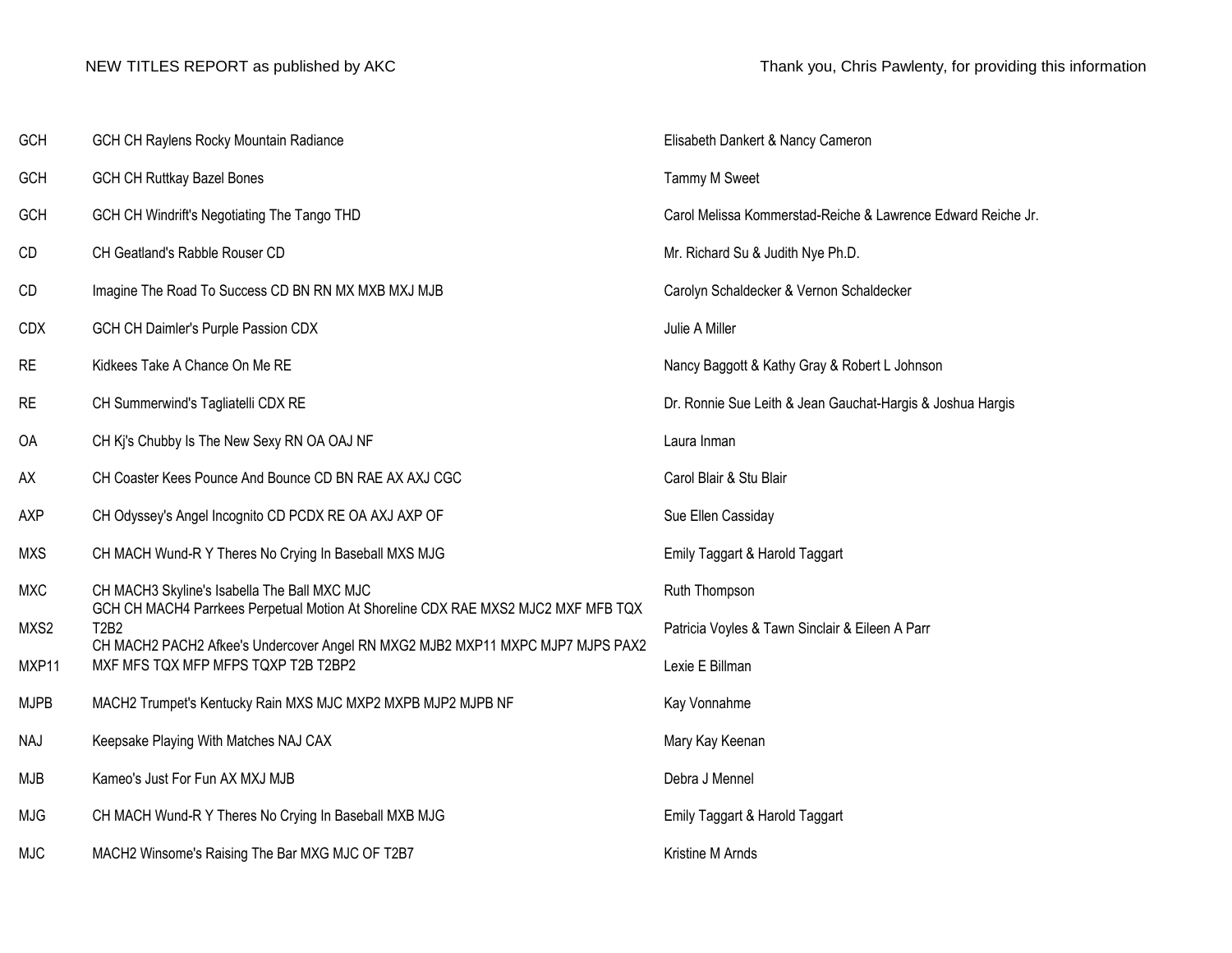NEW TITLES REPORT as published by AKC

Thank you, Chris Pawlenty, for providing this information

| | | |
|---|---|---|
| GCH | GCH CH Raylens Rocky Mountain Radiance | Elisabeth Dankert & Nancy Cameron |
| GCH | GCH CH Ruttkay Bazel Bones | Tammy M Sweet |
| GCH | GCH CH Windrift's Negotiating The Tango THD | Carol Melissa Kommerstad-Reiche & Lawrence Edward Reiche Jr. |
| CD | CH Geatland's Rabble Rouser CD | Mr. Richard Su & Judith Nye Ph.D. |
| CD | Imagine The Road To Success CD BN RN MX MXB MXJ MJB | Carolyn Schaldecker & Vernon Schaldecker |
| CDX | GCH CH Daimler's Purple Passion CDX | Julie A Miller |
| RE | Kidkees Take A Chance On Me RE | Nancy Baggott & Kathy Gray & Robert L Johnson |
| RE | CH Summerwind's Tagliatelli CDX RE | Dr. Ronnie Sue Leith & Jean Gauchat-Hargis & Joshua Hargis |
| OA | CH Kj's Chubby Is The New Sexy RN OA OAJ NF | Laura Inman |
| AX | CH Coaster Kees Pounce And Bounce CD BN RAE AX AXJ CGC | Carol Blair & Stu Blair |
| AXP | CH Odyssey's Angel Incognito CD PCDX RE OA AXJ AXP OF | Sue Ellen Cassiday |
| MXS | CH MACH Wund-R Y Theres No Crying In Baseball MXS MJG | Emily Taggart & Harold Taggart |
| MXC | CH MACH3 Skyline's Isabella The Ball MXC MJC | Ruth Thompson |
| MXS2 | GCH CH MACH4 Parrkees Perpetual Motion At Shoreline CDX RAE MXS2 MJC2 MXF MFB TQX T2B2 | Patricia Voyles & Tawn Sinclair & Eileen A Parr |
| MXP11 | CH MACH2 PACH2 Afkee's Undercover Angel RN MXG2 MJB2 MXP11 MXPC MJP7 MJPS PAX2 MXF MFS TQX MFP MFPS TQXP T2B T2BP2 | Lexie E Billman |
| MJPB | MACH2 Trumpet's Kentucky Rain MXS MJC MXP2 MXPB MJP2 MJPB NF | Kay Vonnahme |
| NAJ | Keepsake Playing With Matches NAJ CAX | Mary Kay Keenan |
| MJB | Kameo's Just For Fun AX MXJ MJB | Debra J Mennel |
| MJG | CH MACH Wund-R Y Theres No Crying In Baseball MXB MJG | Emily Taggart & Harold Taggart |
| MJC | MACH2 Winsome's Raising The Bar MXG MJC OF T2B7 | Kristine M Arnds |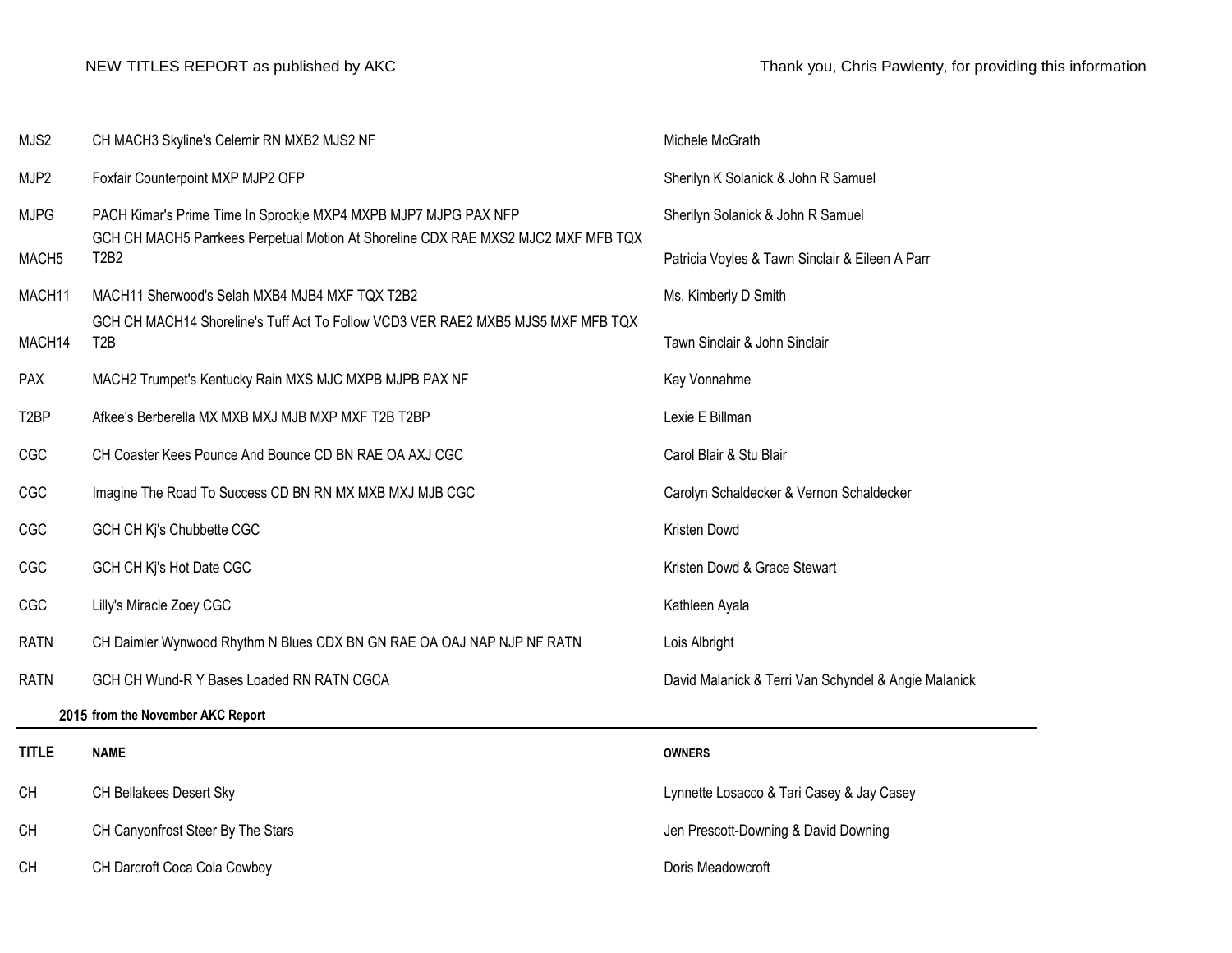| | | |
|---|---|---|
| MJS2 | CH MACH3 Skyline's Celemir RN MXB2 MJS2 NF | Michele McGrath |
| MJP2 | Foxfair Counterpoint MXP MJP2 OFP | Sherilyn K Solanick & John R Samuel |
| MJPG | PACH Kimar's Prime Time In Sprookje MXP4 MXPB MJP7 MJPG PAX NFP | Sherilyn Solanick & John R Samuel |
| MACH5 | GCH CH MACH5 Parrkees Perpetual Motion At Shoreline CDX RAE MXS2 MJC2 MXF MFB TQX T2B2 | Patricia Voyles & Tawn Sinclair & Eileen A Parr |
| MACH11 | MACH11 Sherwood's Selah MXB4 MJB4 MXF TQX T2B2 | Ms. Kimberly D Smith |
| MACH14 | GCH CH MACH14 Shoreline's Tuff Act To Follow VCD3 VER RAE2 MXB5 MJS5 MXF MFB TQX T2B | Tawn Sinclair & John Sinclair |
| PAX | MACH2 Trumpet's Kentucky Rain MXS MJC MXPB MJPB PAX NF | Kay Vonnahme |
| T2BP | Afkee's Berberella MX MXB MXJ MJB MXP MXF T2B T2BP | Lexie E Billman |
| CGC | CH Coaster Kees Pounce And Bounce CD BN RAE OA AXJ CGC | Carol Blair & Stu Blair |
| CGC | Imagine The Road To Success CD BN RN MX MXB MXJ MJB CGC | Carolyn Schaldecker & Vernon Schaldecker |
| CGC | GCH CH Kj's Chubbette CGC | Kristen Dowd |
| CGC | GCH CH Kj's Hot Date CGC | Kristen Dowd & Grace Stewart |
| CGC | Lilly's Miracle Zoey CGC | Kathleen Ayala |
| RATN | CH Daimler Wynwood Rhythm N Blues CDX BN GN RAE OA OAJ NAP NJP NF RATN | Lois Albright |
| RATN | GCH CH Wund-R Y Bases Loaded RN RATN CGCA | David Malanick & Terri Van Schyndel & Angie Malanick |

**2015 from the November AKC Report**

| TITLE | NAME | OWNERS |
|---|---|---|
| CH | CH Bellakees Desert Sky | Lynnette Losacco & Tari Casey & Jay Casey |
| CH | CH Canyonfrost Steer By The Stars | Jen Prescott-Downing & David Downing |
| CH | CH Darcroft Coca Cola Cowboy | Doris Meadowcroft |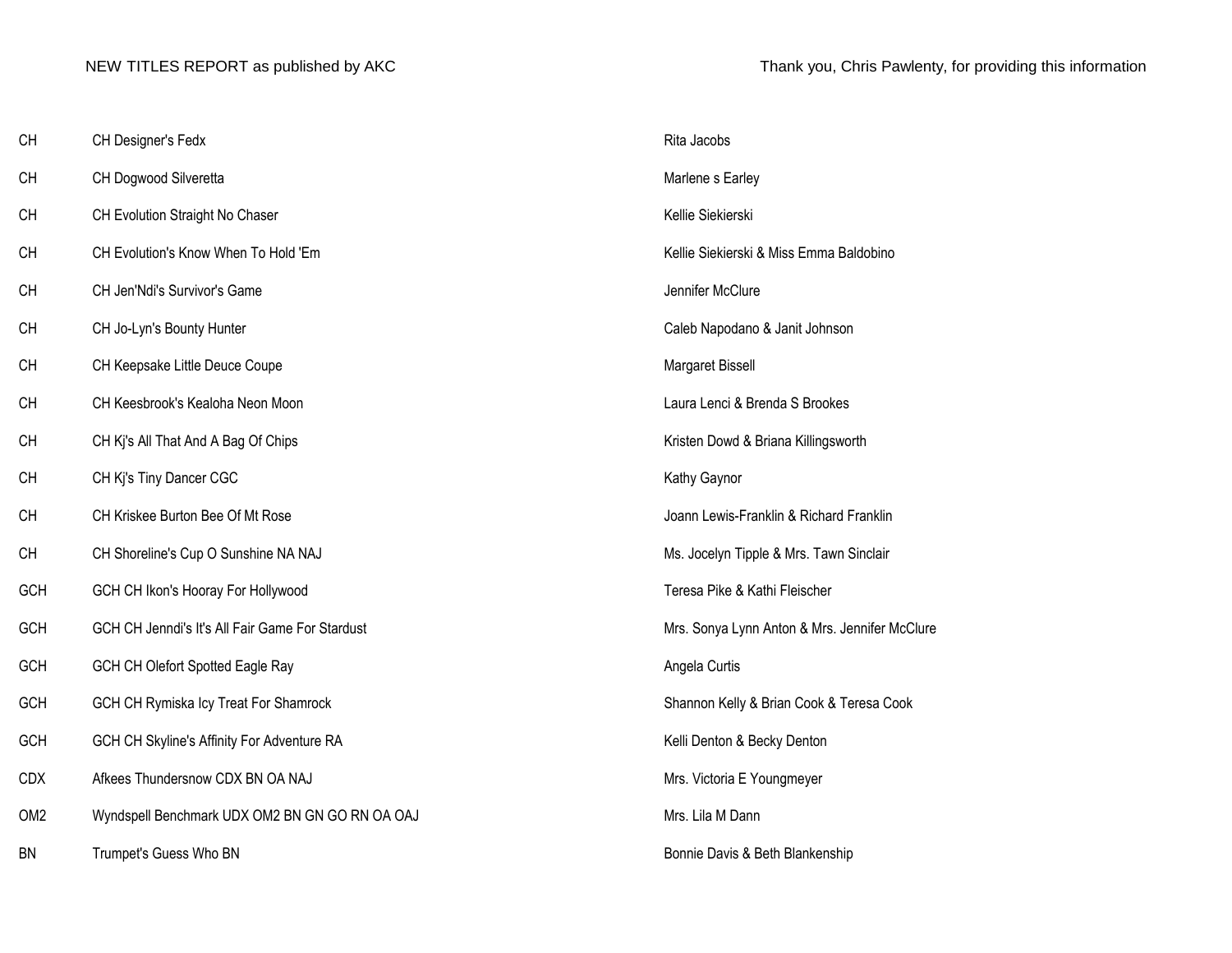NEW TITLES REPORT as published by AKC

Thank you, Chris Pawlenty, for providing this information

| | | |
|---|---|---|
| CH | CH Designer's Fedx | Rita Jacobs |
| CH | CH Dogwood Silveretta | Marlene s Earley |
| CH | CH Evolution Straight No Chaser | Kellie Siekierski |
| CH | CH Evolution's Know When To Hold 'Em | Kellie Siekierski & Miss Emma Baldobino |
| CH | CH Jen'Ndi's Survivor's Game | Jennifer McClure |
| CH | CH Jo-Lyn's Bounty Hunter | Caleb Napodano & Janit Johnson |
| CH | CH Keepsake Little Deuce Coupe | Margaret Bissell |
| CH | CH Keesbrook's Kealoha Neon Moon | Laura Lenci & Brenda S Brookes |
| CH | CH Kj's All That And A Bag Of Chips | Kristen Dowd & Briana Killingsworth |
| CH | CH Kj's Tiny Dancer CGC | Kathy Gaynor |
| CH | CH Kriskee Burton Bee Of Mt Rose | Joann Lewis-Franklin & Richard Franklin |
| CH | CH Shoreline's Cup O Sunshine NA NAJ | Ms. Jocelyn Tipple & Mrs. Tawn Sinclair |
| GCH | GCH CH Ikon's Hooray For Hollywood | Teresa Pike & Kathi Fleischer |
| GCH | GCH CH Jenndi's It's All Fair Game For Stardust | Mrs. Sonya Lynn Anton & Mrs. Jennifer McClure |
| GCH | GCH CH Olefort Spotted Eagle Ray | Angela Curtis |
| GCH | GCH CH Rymiska Icy Treat For Shamrock | Shannon Kelly & Brian Cook & Teresa Cook |
| GCH | GCH CH Skyline's Affinity For Adventure RA | Kelli Denton & Becky Denton |
| CDX | Afkees Thundersnow CDX BN OA NAJ | Mrs. Victoria E Youngmeyer |
| OM2 | Wyndspell Benchmark UDX OM2 BN GN GO RN OA OAJ | Mrs. Lila M Dann |
| BN | Trumpet's Guess Who BN | Bonnie Davis & Beth Blankenship |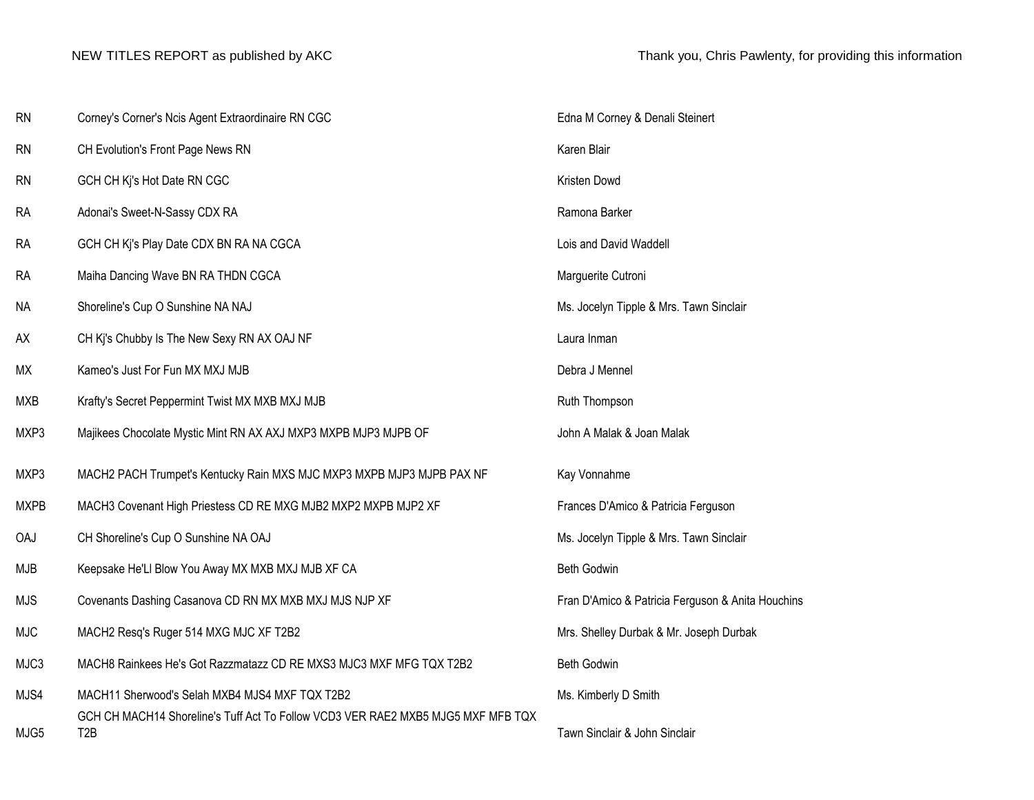NEW TITLES REPORT as published by AKC

Thank you, Chris Pawlenty, for providing this information

| | | |
|---|---|---|
| RN | Corney's Corner's Ncis Agent Extraordinaire RN CGC | Edna M Corney & Denali Steinert |
| RN | CH Evolution's Front Page News RN | Karen Blair |
| RN | GCH CH Kj's Hot Date RN CGC | Kristen Dowd |
| RA | Adonai's Sweet-N-Sassy CDX RA | Ramona Barker |
| RA | GCH CH Kj's Play Date CDX BN RA NA CGCA | Lois and David Waddell |
| RA | Maiha Dancing Wave BN RA THDN CGCA | Marguerite Cutroni |
| NA | Shoreline's Cup O Sunshine NA NAJ | Ms. Jocelyn Tipple & Mrs. Tawn Sinclair |
| AX | CH Kj's Chubby Is The New Sexy RN AX OAJ NF | Laura Inman |
| MX | Kameo's Just For Fun MX MXJ MJB | Debra J Mennel |
| MXB | Krafty's Secret Peppermint Twist MX MXB MXJ MJB | Ruth Thompson |
| MXP3 | Majikees Chocolate Mystic Mint RN AX AXJ MXP3 MXPB MJP3 MJPB OF | John A Malak & Joan Malak |
| MXP3 | MACH2 PACH Trumpet's Kentucky Rain MXS MJC MXP3 MXPB MJP3 MJPB PAX NF | Kay Vonnahme |
| MXPB | MACH3 Covenant High Priestess CD RE MXG MJB2 MXP2 MXPB MJP2 XF | Frances D'Amico & Patricia Ferguson |
| OAJ | CH Shoreline's Cup O Sunshine NA OAJ | Ms. Jocelyn Tipple & Mrs. Tawn Sinclair |
| MJB | Keepsake He'Ll Blow You Away MX MXB MXJ MJB XF CA | Beth Godwin |
| MJS | Covenants Dashing Casanova CD RN MX MXB MXJ MJS NJP XF | Fran D'Amico & Patricia Ferguson & Anita Houchins |
| MJC | MACH2 Resq's Ruger 514 MXG MJC XF T2B2 | Mrs. Shelley Durbak & Mr. Joseph Durbak |
| MJC3 | MACH8 Rainkees He's Got Razzmatazz CD RE MXS3 MJC3 MXF MFG TQX T2B2 | Beth Godwin |
| MJS4 | MACH11 Sherwood's Selah MXB4 MJS4 MXF TQX T2B2 | Ms. Kimberly D Smith |
| MJG5 | GCH CH MACH14 Shoreline's Tuff Act To Follow VCD3 VER RAE2 MXB5 MJG5 MXF MFB TQX T2B | Tawn Sinclair & John Sinclair |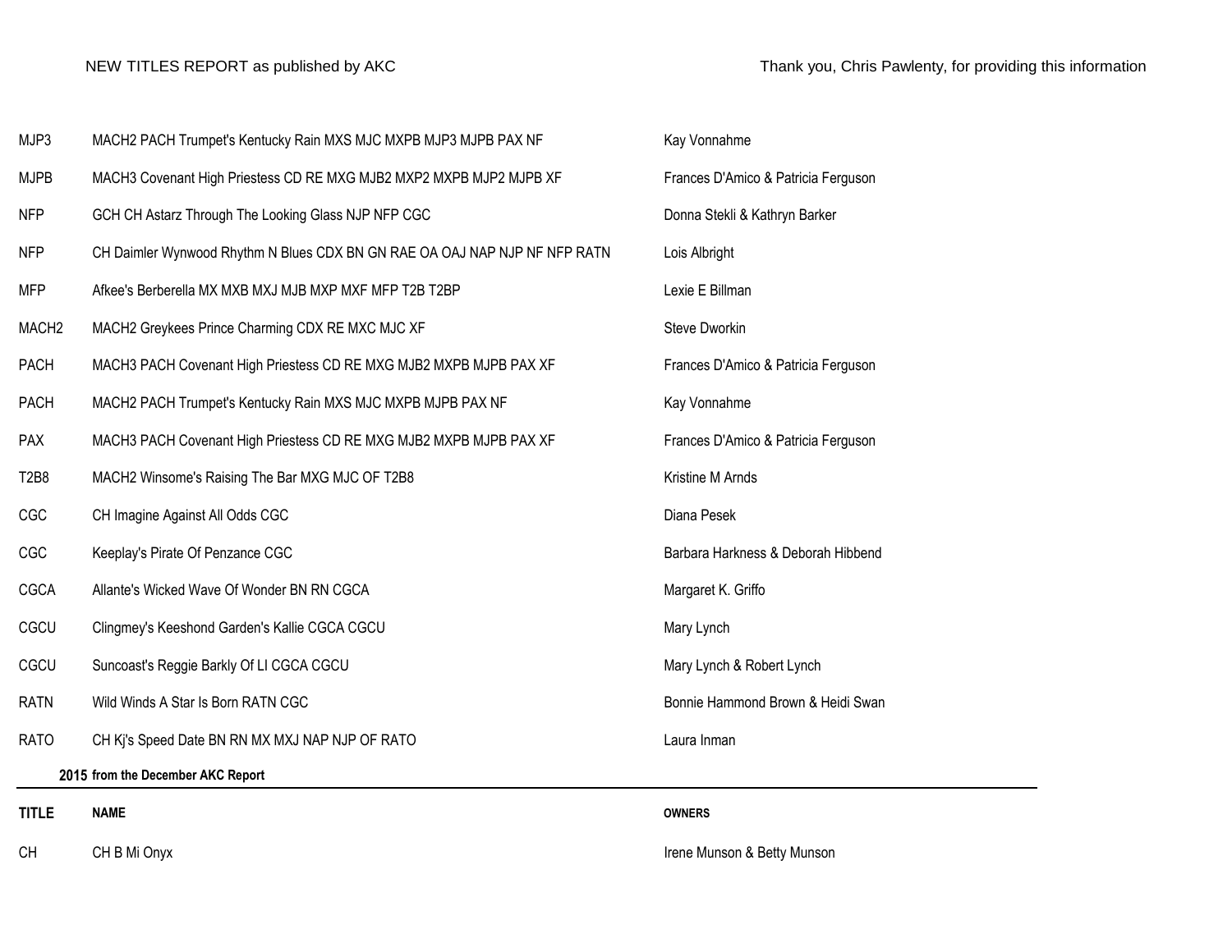NEW TITLES REPORT as published by AKC

Thank you, Chris Pawlenty, for providing this information

| | | |
|---|---|---|
| MJP3 | MACH2 PACH Trumpet's Kentucky Rain MXS MJC MXPB MJP3 MJPB PAX NF | Kay Vonnahme |
| MJPB | MACH3 Covenant High Priestess CD RE MXG MJB2 MXP2 MXPB MJP2 MJPB XF | Frances D'Amico & Patricia Ferguson |
| NFP | GCH CH Astarz Through The Looking Glass NJP NFP CGC | Donna Stekli & Kathryn Barker |
| NFP | CH Daimler Wynwood Rhythm N Blues CDX BN GN RAE OA OAJ NAP NJP NF NFP RATN | Lois Albright |
| MFP | Afkee's Berberella MX MXB MXJ MJB MXP MXF MFP T2B T2BP | Lexie E Billman |
| MACH2 | MACH2 Greykees Prince Charming CDX RE MXC MJC XF | Steve Dworkin |
| PACH | MACH3 PACH Covenant High Priestess CD RE MXG MJB2 MXPB MJPB PAX XF | Frances D'Amico & Patricia Ferguson |
| PACH | MACH2 PACH Trumpet's Kentucky Rain MXS MJC MXPB MJPB PAX NF | Kay Vonnahme |
| PAX | MACH3 PACH Covenant High Priestess CD RE MXG MJB2 MXPB MJPB PAX XF | Frances D'Amico & Patricia Ferguson |
| T2B8 | MACH2 Winsome's Raising The Bar MXG MJC OF T2B8 | Kristine M Arnds |
| CGC | CH Imagine Against All Odds CGC | Diana Pesek |
| CGC | Keeplay's Pirate Of Penzance CGC | Barbara Harkness & Deborah Hibbend |
| CGCA | Allante's Wicked Wave Of Wonder BN RN CGCA | Margaret K. Griffo |
| CGCU | Clingmey's Keeshond Garden's Kallie CGCA CGCU | Mary Lynch |
| CGCU | Suncoast's Reggie Barkly Of LI CGCA CGCU | Mary Lynch & Robert Lynch |
| RATN | Wild Winds A Star Is Born RATN CGC | Bonnie Hammond Brown & Heidi Swan |
| RATO | CH Kj's Speed Date BN RN MX MXJ NAP NJP OF RATO | Laura Inman |

**2015 from the December AKC Report**

| TITLE | NAME | OWNERS |
|---|---|---|
| CH | CH B Mi Onyx | Irene Munson & Betty Munson |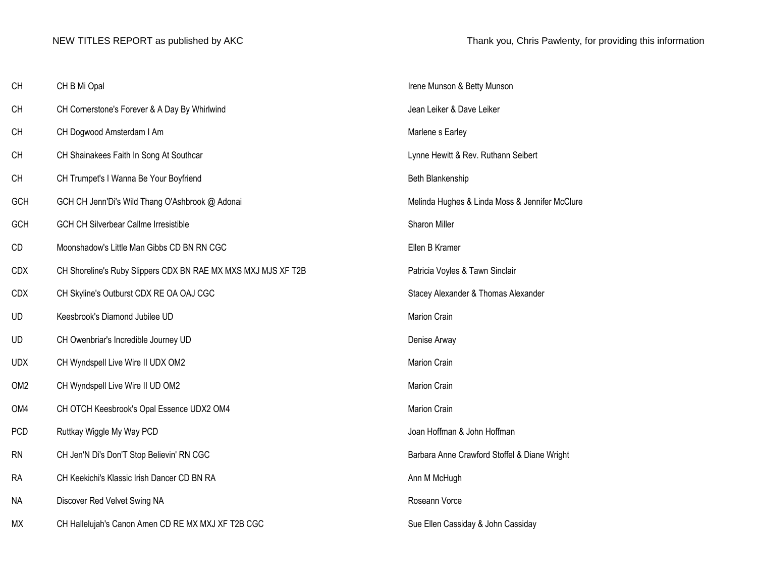NEW TITLES REPORT as published by AKC

Thank you, Chris Pawlenty, for providing this information

| | | |
|---|---|---|
| CH | CH B Mi Opal | Irene Munson & Betty Munson |
| CH | CH Cornerstone's Forever & A Day By Whirlwind | Jean Leiker & Dave Leiker |
| CH | CH Dogwood Amsterdam I Am | Marlene s Earley |
| CH | CH Shainakees Faith In Song At Southcar | Lynne Hewitt & Rev. Ruthann Seibert |
| CH | CH Trumpet's I Wanna Be Your Boyfriend | Beth Blankenship |
| GCH | GCH CH Jenn'Di's Wild Thang O'Ashbrook @ Adonai | Melinda Hughes & Linda Moss & Jennifer McClure |
| GCH | GCH CH Silverbear Callme Irresistible | Sharon Miller |
| CD | Moonshadow's Little Man Gibbs CD BN RN CGC | Ellen B Kramer |
| CDX | CH Shoreline's Ruby Slippers CDX BN RAE MX MXS MXJ MJS XF T2B | Patricia Voyles & Tawn Sinclair |
| CDX | CH Skyline's Outburst CDX RE OA OAJ CGC | Stacey Alexander & Thomas Alexander |
| UD | Keesbrook's Diamond Jubilee UD | Marion Crain |
| UD | CH Owenbriar's Incredible Journey UD | Denise Arway |
| UDX | CH Wyndspell Live Wire II UDX OM2 | Marion Crain |
| OM2 | CH Wyndspell Live Wire II UD OM2 | Marion Crain |
| OM4 | CH OTCH Keesbrook's Opal Essence UDX2 OM4 | Marion Crain |
| PCD | Ruttkay Wiggle My Way PCD | Joan Hoffman & John Hoffman |
| RN | CH Jen'N Di's Don'T Stop Believin' RN CGC | Barbara Anne Crawford Stoffel & Diane Wright |
| RA | CH Keekichi's Klassic Irish Dancer CD BN RA | Ann M McHugh |
| NA | Discover Red Velvet Swing NA | Roseann Vorce |
| MX | CH Hallelujah's Canon Amen CD RE MX MXJ XF T2B CGC | Sue Ellen Cassiday & John Cassiday |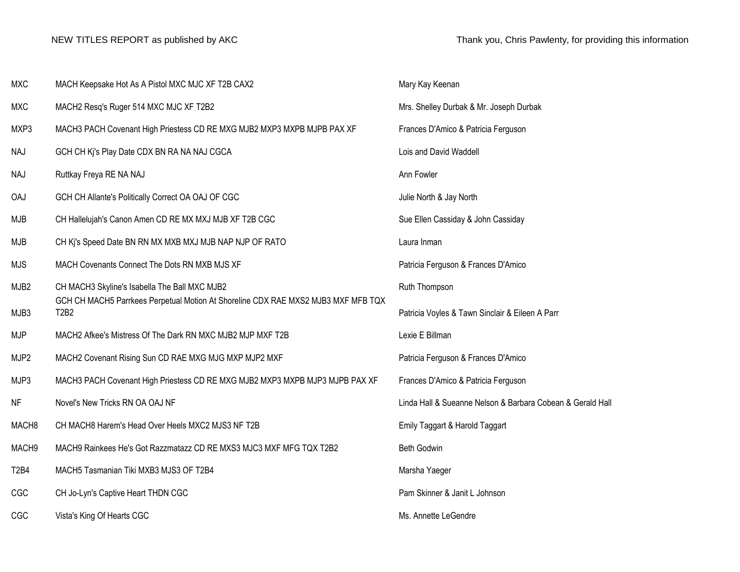NEW TITLES REPORT as published by AKC

Thank you, Chris Pawlenty, for providing this information

| | | |
|---|---|---|
| MXC | MACH Keepsake Hot As A Pistol MXC MJC XF T2B CAX2 | Mary Kay Keenan |
| MXC | MACH2 Resq's Ruger 514 MXC MJC XF T2B2 | Mrs. Shelley Durbak & Mr. Joseph Durbak |
| MXP3 | MACH3 PACH Covenant High Priestess CD RE MXG MJB2 MXP3 MXPB MJPB PAX XF | Frances D'Amico & Patricia Ferguson |
| NAJ | GCH CH Kj's Play Date CDX BN RA NA NAJ CGCA | Lois and David Waddell |
| NAJ | Ruttkay Freya RE NA NAJ | Ann Fowler |
| OAJ | GCH CH Allante's Politically Correct OA OAJ OF CGC | Julie North & Jay North |
| MJB | CH Hallelujah's Canon Amen CD RE MX MXJ MJB XF T2B CGC | Sue Ellen Cassiday & John Cassiday |
| MJB | CH Kj's Speed Date BN RN MX MXB MXJ MJB NAP NJP OF RATO | Laura Inman |
| MJS | MACH Covenants Connect The Dots RN MXB MJS XF | Patricia Ferguson & Frances D'Amico |
| MJB2 | CH MACH3 Skyline's Isabella The Ball MXC MJB2 | Ruth Thompson |
| MJB3 | GCH CH MACH5 Parrkees Perpetual Motion At Shoreline CDX RAE MXS2 MJB3 MXF MFB TQX T2B2 | Patricia Voyles & Tawn Sinclair & Eileen A Parr |
| MJP | MACH2 Afkee's Mistress Of The Dark RN MXC MJB2 MJP MXF T2B | Lexie E Billman |
| MJP2 | MACH2 Covenant Rising Sun CD RAE MXG MJG MXP MJP2 MXF | Patricia Ferguson & Frances D'Amico |
| MJP3 | MACH3 PACH Covenant High Priestess CD RE MXG MJB2 MXP3 MXPB MJP3 MJPB PAX XF | Frances D'Amico & Patricia Ferguson |
| NF | Novel's New Tricks RN OA OAJ NF | Linda Hall & Sueanne Nelson & Barbara Cobean & Gerald Hall |
| MACH8 | CH MACH8 Harem's Head Over Heels MXC2 MJS3 NF T2B | Emily Taggart & Harold Taggart |
| MACH9 | MACH9 Rainkees He's Got Razzmatazz CD RE MXS3 MJC3 MXF MFG TQX T2B2 | Beth Godwin |
| T2B4 | MACH5 Tasmanian Tiki MXB3 MJS3 OF T2B4 | Marsha Yaeger |
| CGC | CH Jo-Lyn's Captive Heart THDN CGC | Pam Skinner & Janit L Johnson |
| CGC | Vista's King Of Hearts CGC | Ms. Annette LeGendre |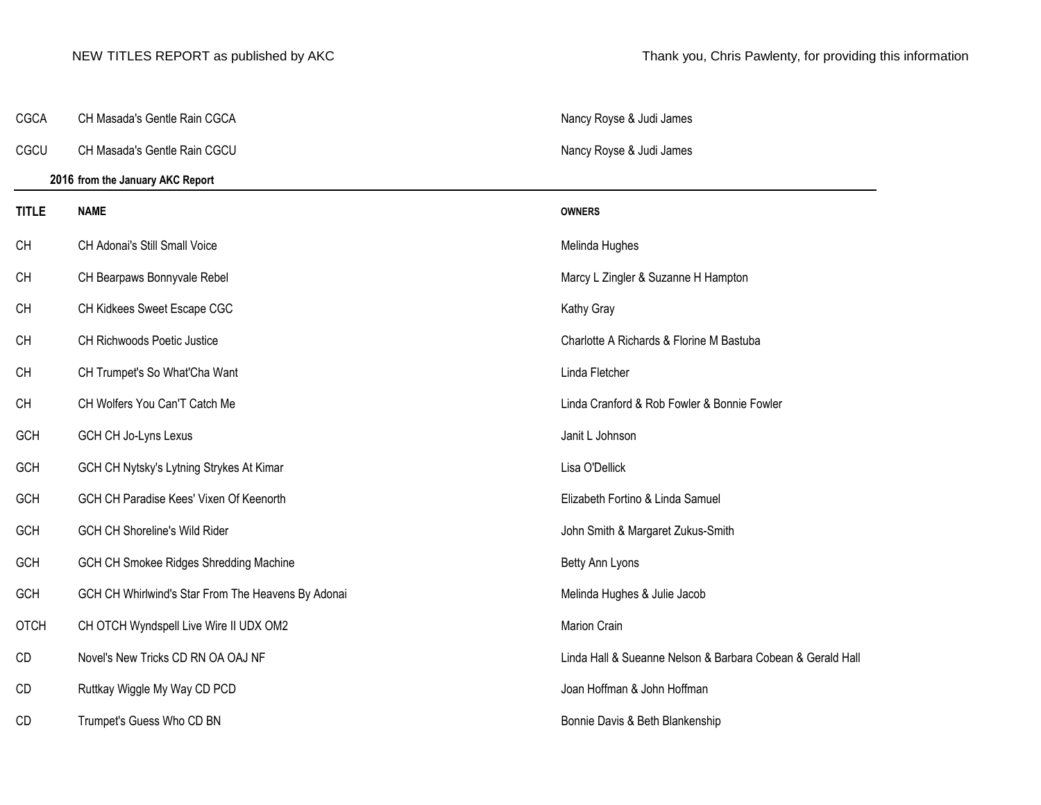| | | |
|---|---|---|
| CGCA | CH Masada's Gentle Rain CGCA | Nancy Royse & Judi James |
| CGCU | CH Masada's Gentle Rain CGCU | Nancy Royse & Judi James |

**2016 from the January AKC Report**

| TITLE | NAME | OWNERS |
|---|---|---|
| CH | CH Adonai's Still Small Voice | Melinda Hughes |
| CH | CH Bearpaws Bonnyvale Rebel | Marcy L Zingler & Suzanne H Hampton |
| CH | CH Kidkees Sweet Escape CGC | Kathy Gray |
| CH | CH Richwoods Poetic Justice | Charlotte A Richards & Florine M Bastuba |
| CH | CH Trumpet's So What'Cha Want | Linda Fletcher |
| CH | CH Wolfers You Can'T Catch Me | Linda Cranford & Rob Fowler & Bonnie Fowler |
| GCH | GCH CH Jo-Lyns Lexus | Janit L Johnson |
| GCH | GCH CH Nytsky's Lytning Strykes At Kimar | Lisa O'Dellick |
| GCH | GCH CH Paradise Kees' Vixen Of Keenorth | Elizabeth Fortino & Linda Samuel |
| GCH | GCH CH Shoreline's Wild Rider | John Smith & Margaret Zukus-Smith |
| GCH | GCH CH Smokee Ridges Shredding Machine | Betty Ann Lyons |
| GCH | GCH CH Whirlwind's Star From The Heavens By Adonai | Melinda Hughes & Julie Jacob |
| OTCH | CH OTCH Wyndspell Live Wire II UDX OM2 | Marion Crain |
| CD | Novel's New Tricks CD RN OA OAJ NF | Linda Hall & Sueanne Nelson & Barbara Cobean & Gerald Hall |
| CD | Ruttkay Wiggle My Way CD PCD | Joan Hoffman & John Hoffman |
| CD | Trumpet's Guess Who CD BN | Bonnie Davis & Beth Blankenship |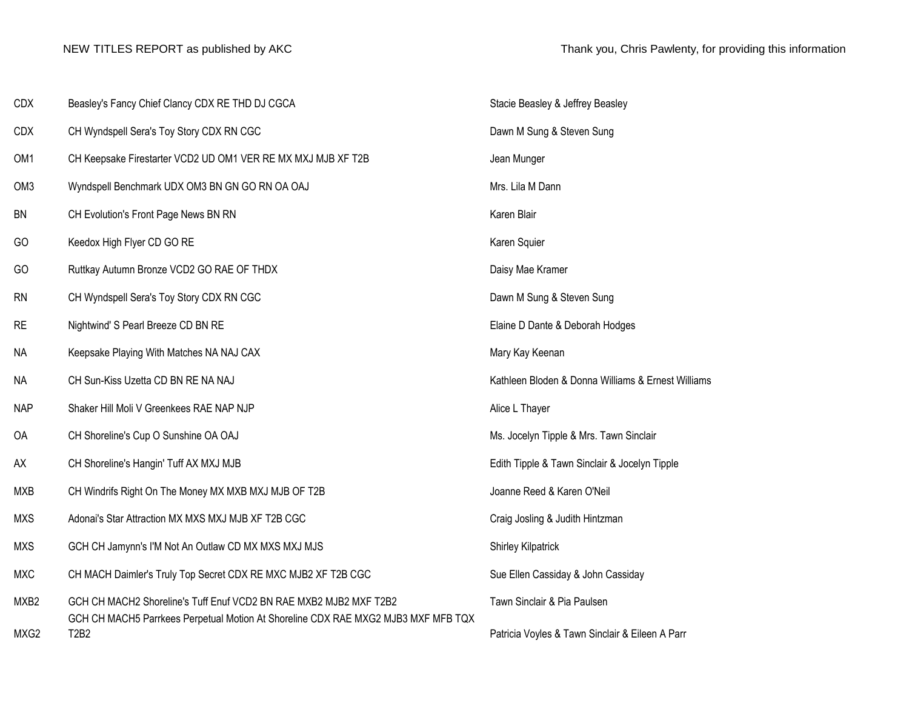NEW TITLES REPORT as published by AKC

Thank you, Chris Pawlenty, for providing this information

| | | |
|---|---|---|
| CDX | Beasley's Fancy Chief Clancy CDX RE THD DJ CGCA | Stacie Beasley & Jeffrey Beasley |
| CDX | CH Wyndspell Sera's Toy Story CDX RN CGC | Dawn M Sung & Steven Sung |
| OM1 | CH Keepsake Firestarter VCD2 UD OM1 VER RE MX MXJ MJB XF T2B | Jean Munger |
| OM3 | Wyndspell Benchmark UDX OM3 BN GN GO RN OA OAJ | Mrs. Lila M Dann |
| BN | CH Evolution's Front Page News BN RN | Karen Blair |
| GO | Keedox High Flyer CD GO RE | Karen Squier |
| GO | Ruttkay Autumn Bronze VCD2 GO RAE OF THDX | Daisy Mae Kramer |
| RN | CH Wyndspell Sera's Toy Story CDX RN CGC | Dawn M Sung & Steven Sung |
| RE | Nightwind' S Pearl Breeze CD BN RE | Elaine D Dante & Deborah Hodges |
| NA | Keepsake Playing With Matches NA NAJ CAX | Mary Kay Keenan |
| NA | CH Sun-Kiss Uzetta CD BN RE NA NAJ | Kathleen Bloden & Donna Williams & Ernest Williams |
| NAP | Shaker Hill Moli V Greenkees RAE NAP NJP | Alice L Thayer |
| OA | CH Shoreline's Cup O Sunshine OA OAJ | Ms. Jocelyn Tipple & Mrs. Tawn Sinclair |
| AX | CH Shoreline's Hangin' Tuff AX MXJ MJB | Edith Tipple & Tawn Sinclair & Jocelyn Tipple |
| MXB | CH Windrifs Right On The Money MX MXB MXJ MJB OF T2B | Joanne Reed & Karen O'Neil |
| MXS | Adonai's Star Attraction MX MXS MXJ MJB XF T2B CGC | Craig Josling & Judith Hintzman |
| MXS | GCH CH Jamynn's I'M Not An Outlaw CD MX MXS MXJ MJS | Shirley Kilpatrick |
| MXC | CH MACH Daimler's Truly Top Secret CDX RE MXC MJB2 XF T2B CGC | Sue Ellen Cassiday & John Cassiday |
| MXB2 | GCH CH MACH2 Shoreline's Tuff Enuf VCD2 BN RAE MXB2 MJB2 MXF T2B2 | Tawn Sinclair & Pia Paulsen |
| MXG2 | GCH CH MACH5 Parrkees Perpetual Motion At Shoreline CDX RAE MXG2 MJB3 MXF MFB TQX T2B2 | Patricia Voyles & Tawn Sinclair & Eileen A Parr |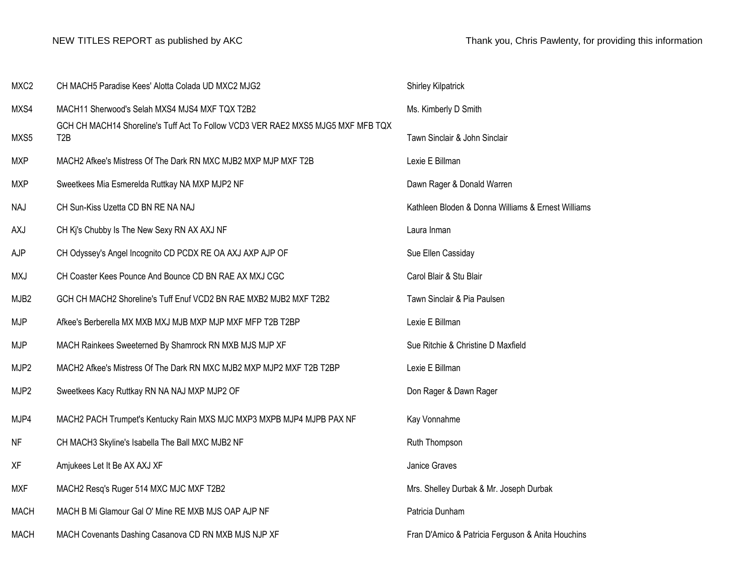| | | |
|---|---|---|
| MXC2 | CH MACH5 Paradise Kees' Alotta Colada UD MXC2 MJG2 | Shirley Kilpatrick |
| MXS4 | MACH11 Sherwood's Selah MXS4 MJS4 MXF TQX T2B2 | Ms. Kimberly D Smith |
| MXS5 | GCH CH MACH14 Shoreline's Tuff Act To Follow VCD3 VER RAE2 MXS5 MJG5 MXF MFB TQX T2B | Tawn Sinclair & John Sinclair |
| MXP | MACH2 Afkee's Mistress Of The Dark RN MXC MJB2 MXP MJP MXF T2B | Lexie E Billman |
| MXP | Sweetkees Mia Esmerelda Ruttkay NA MXP MJP2 NF | Dawn Rager & Donald Warren |
| NAJ | CH Sun-Kiss Uzetta CD BN RE NA NAJ | Kathleen Bloden & Donna Williams & Ernest Williams |
| AXJ | CH Kj's Chubby Is The New Sexy RN AX AXJ NF | Laura Inman |
| AJP | CH Odyssey's Angel Incognito CD PCDX RE OA AXJ AXP AJP OF | Sue Ellen Cassiday |
| MXJ | CH Coaster Kees Pounce And Bounce CD BN RAE AX MXJ CGC | Carol Blair & Stu Blair |
| MJB2 | GCH CH MACH2 Shoreline's Tuff Enuf VCD2 BN RAE MXB2 MJB2 MXF T2B2 | Tawn Sinclair & Pia Paulsen |
| MJP | Afkee's Berberella MX MXB MXJ MJB MXP MJP MXF MFP T2B T2BP | Lexie E Billman |
| MJP | MACH Rainkees Sweeterned By Shamrock RN MXB MJS MJP XF | Sue Ritchie & Christine D Maxfield |
| MJP2 | MACH2 Afkee's Mistress Of The Dark RN MXC MJB2 MXP MJP2 MXF T2B T2BP | Lexie E Billman |
| MJP2 | Sweetkees Kacy Ruttkay RN NA NAJ MXP MJP2 OF | Don Rager & Dawn Rager |
| MJP4 | MACH2 PACH Trumpet's Kentucky Rain MXS MJC MXP3 MXPB MJP4 MJPB PAX NF | Kay Vonnahme |
| NF | CH MACH3 Skyline's Isabella The Ball MXC MJB2 NF | Ruth Thompson |
| XF | Amjukees Let It Be AX AXJ XF | Janice Graves |
| MXF | MACH2 Resq's Ruger 514 MXC MJC MXF T2B2 | Mrs. Shelley Durbak & Mr. Joseph Durbak |
| MACH | MACH B Mi Glamour Gal O' Mine RE MXB MJS OAP AJP NF | Patricia Dunham |
| MACH | MACH Covenants Dashing Casanova CD RN MXB MJS NJP XF | Fran D'Amico & Patricia Ferguson & Anita Houchins |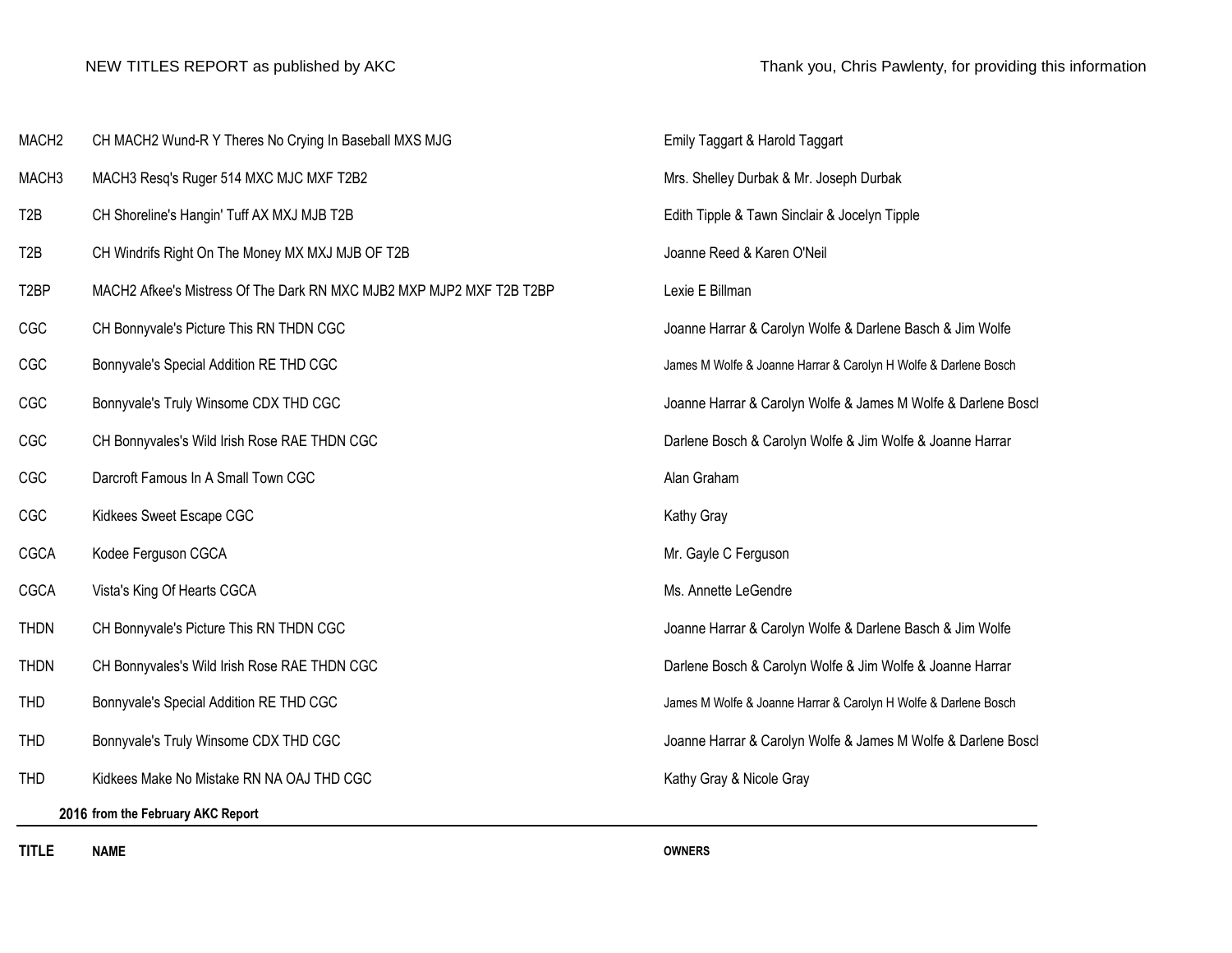| | | |
|---|---|---|
| MACH2 | CH MACH2 Wund-R Y Theres No Crying In Baseball MXS MJG | Emily Taggart & Harold Taggart |
| MACH3 | MACH3 Resq's Ruger 514 MXC MJC MXF T2B2 | Mrs. Shelley Durbak & Mr. Joseph Durbak |
| T2B | CH Shoreline's Hangin' Tuff AX MXJ MJB T2B | Edith Tipple & Tawn Sinclair & Jocelyn Tipple |
| T2B | CH Windrifs Right On The Money MX MXJ MJB OF T2B | Joanne Reed & Karen O'Neil |
| T2BP | MACH2 Afkee's Mistress Of The Dark RN MXC MJB2 MXP MJP2 MXF T2B T2BP | Lexie E Billman |
| CGC | CH Bonnyvale's Picture This RN THDN CGC | Joanne Harrar & Carolyn Wolfe & Darlene Basch & Jim Wolfe |
| CGC | Bonnyvale's Special Addition RE THD CGC | James M Wolfe & Joanne Harrar & Carolyn H Wolfe & Darlene Bosch |
| CGC | Bonnyvale's Truly Winsome CDX THD CGC | Joanne Harrar & Carolyn Wolfe & James M Wolfe & Darlene Boscl |
| CGC | CH Bonnyvales's Wild Irish Rose RAE THDN CGC | Darlene Bosch & Carolyn Wolfe & Jim Wolfe & Joanne Harrar |
| CGC | Darcroft Famous In A Small Town CGC | Alan Graham |
| CGC | Kidkees Sweet Escape CGC | Kathy Gray |
| CGCA | Kodee Ferguson CGCA | Mr. Gayle C Ferguson |
| CGCA | Vista's King Of Hearts CGCA | Ms. Annette LeGendre |
| THDN | CH Bonnyvale's Picture This RN THDN CGC | Joanne Harrar & Carolyn Wolfe & Darlene Basch & Jim Wolfe |
| THDN | CH Bonnyvales's Wild Irish Rose RAE THDN CGC | Darlene Bosch & Carolyn Wolfe & Jim Wolfe & Joanne Harrar |
| THD | Bonnyvale's Special Addition RE THD CGC | James M Wolfe & Joanne Harrar & Carolyn H Wolfe & Darlene Bosch |
| THD | Bonnyvale's Truly Winsome CDX THD CGC | Joanne Harrar & Carolyn Wolfe & James M Wolfe & Darlene Boscl |
| THD | Kidkees Make No Mistake RN NA OAJ THD CGC | Kathy Gray & Nicole Gray |

**2016 from the February AKC Report**

| TITLE | NAME | OWNERS |
|---|---|---|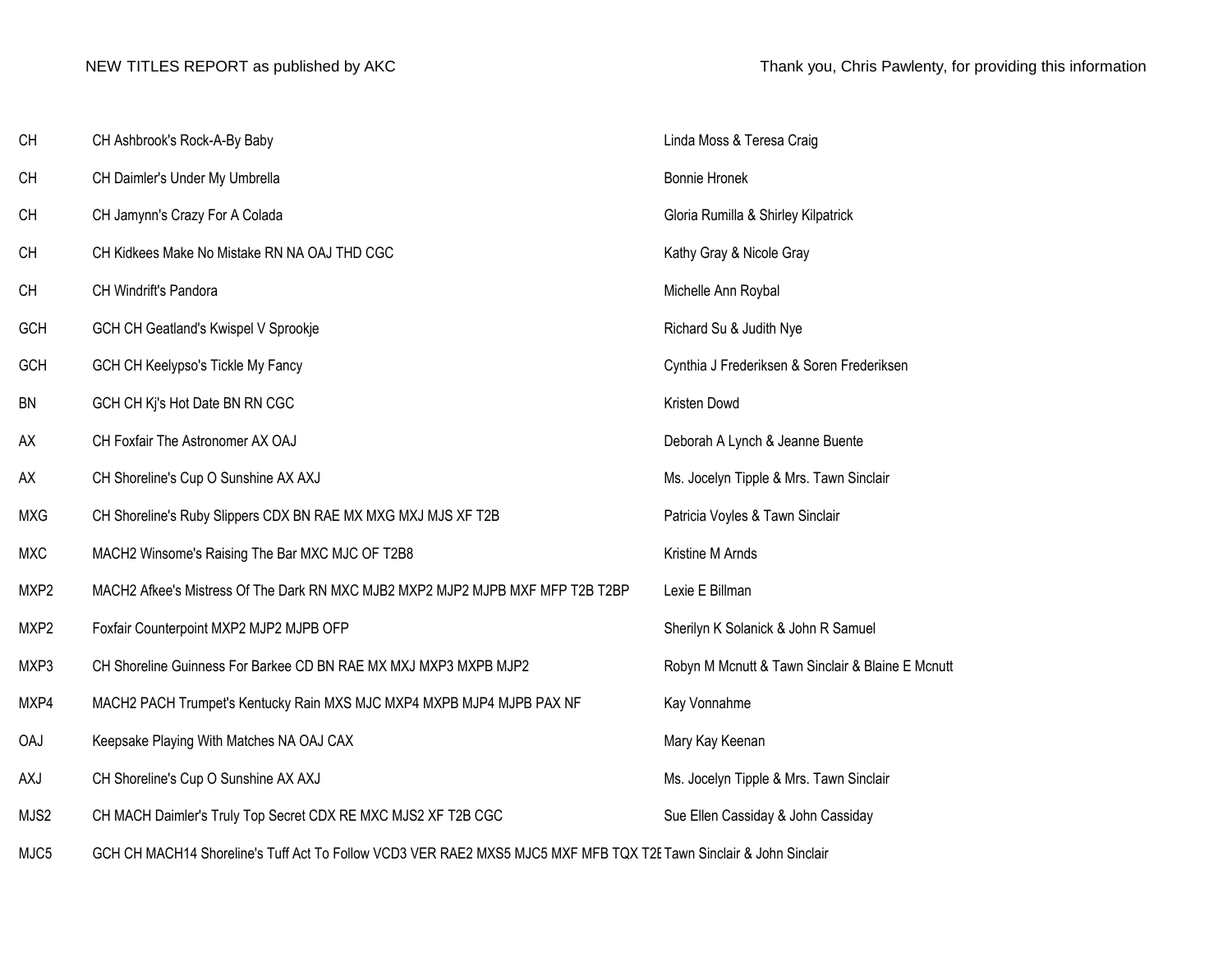NEW TITLES REPORT as published by AKC

Thank you, Chris Pawlenty, for providing this information

| | | |
|---|---|---|
| CH | CH Ashbrook's Rock-A-By Baby | Linda Moss & Teresa Craig |
| CH | CH Daimler's Under My Umbrella | Bonnie Hronek |
| CH | CH Jamynn's Crazy For A Colada | Gloria Rumilla & Shirley Kilpatrick |
| CH | CH Kidkees Make No Mistake RN NA OAJ THD CGC | Kathy Gray & Nicole Gray |
| CH | CH Windrift's Pandora | Michelle Ann Roybal |
| GCH | GCH CH Geatland's Kwispel V Sprookje | Richard Su & Judith Nye |
| GCH | GCH CH Keelypso's Tickle My Fancy | Cynthia J Frederiksen & Soren Frederiksen |
| BN | GCH CH Kj's Hot Date BN RN CGC | Kristen Dowd |
| AX | CH Foxfair The Astronomer AX OAJ | Deborah A Lynch & Jeanne Buente |
| AX | CH Shoreline's Cup O Sunshine AX AXJ | Ms. Jocelyn Tipple & Mrs. Tawn Sinclair |
| MXG | CH Shoreline's Ruby Slippers CDX BN RAE MX MXG MXJ MJS XF T2B | Patricia Voyles & Tawn Sinclair |
| MXC | MACH2 Winsome's Raising The Bar MXC MJC OF T2B8 | Kristine M Arnds |
| MXP2 | MACH2 Afkee's Mistress Of The Dark RN MXC MJB2 MXP2 MJP2 MJPB MXF MFP T2B T2BP | Lexie E Billman |
| MXP2 | Foxfair Counterpoint MXP2 MJP2 MJPB OFP | Sherilyn K Solanick & John R Samuel |
| MXP3 | CH Shoreline Guinness For Barkee CD BN RAE MX MXJ MXP3 MXPB MJP2 | Robyn M Mcnutt & Tawn Sinclair & Blaine E Mcnutt |
| MXP4 | MACH2 PACH Trumpet's Kentucky Rain MXS MJC MXP4 MXPB MJP4 MJPB PAX NF | Kay Vonnahme |
| OAJ | Keepsake Playing With Matches NA OAJ CAX | Mary Kay Keenan |
| AXJ | CH Shoreline's Cup O Sunshine AX AXJ | Ms. Jocelyn Tipple & Mrs. Tawn Sinclair |
| MJS2 | CH MACH Daimler's Truly Top Secret CDX RE MXC MJS2 XF T2B CGC | Sue Ellen Cassiday & John Cassiday |
| MJC5 | GCH CH MACH14 Shoreline's Tuff Act To Follow VCD3 VER RAE2 MXS5 MJC5 MXF MFB TQX T2E | Tawn Sinclair & John Sinclair |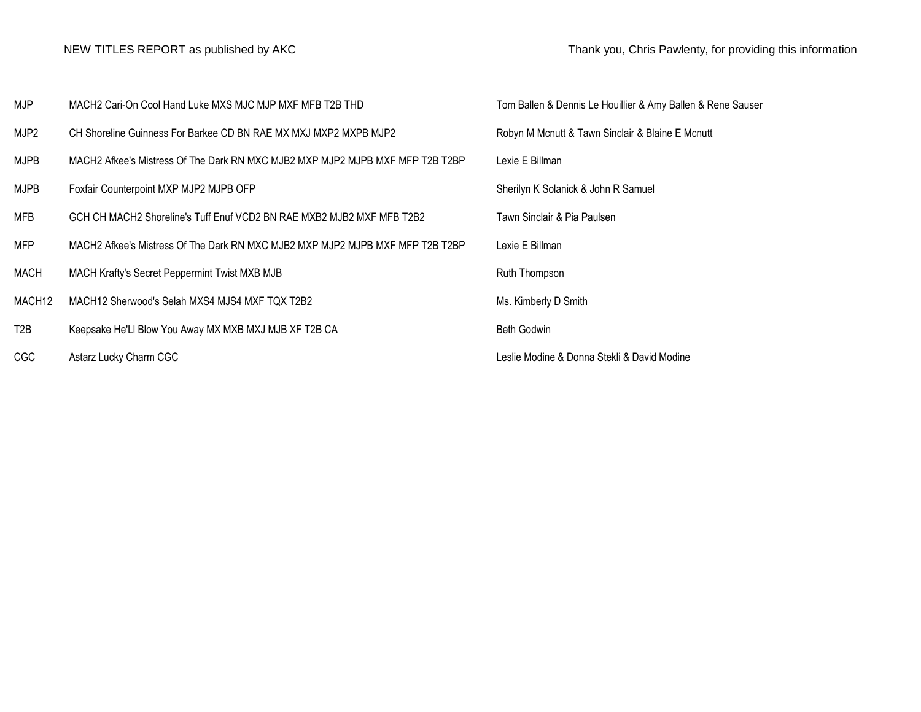NEW TITLES REPORT as published by AKC

Thank you, Chris Pawlenty, for providing this information

| | | |
|---|---|---|
| MJP | MACH2 Cari-On Cool Hand Luke MXS MJC MJP MXF MFB T2B THD | Tom Ballen & Dennis Le Houillier & Amy Ballen & Rene Sauser |
| MJP2 | CH Shoreline Guinness For Barkee CD BN RAE MX MXJ MXP2 MXPB MJP2 | Robyn M Mcnutt & Tawn Sinclair & Blaine E Mcnutt |
| MJPB | MACH2 Afkee's Mistress Of The Dark RN MXC MJB2 MXP MJP2 MJPB MXF MFP T2B T2BP | Lexie E Billman |
| MJPB | Foxfair Counterpoint MXP MJP2 MJPB OFP | Sherilyn K Solanick & John R Samuel |
| MFB | GCH CH MACH2 Shoreline's Tuff Enuf VCD2 BN RAE MXB2 MJB2 MXF MFB T2B2 | Tawn Sinclair & Pia Paulsen |
| MFP | MACH2 Afkee's Mistress Of The Dark RN MXC MJB2 MXP MJP2 MJPB MXF MFP T2B T2BP | Lexie E Billman |
| MACH | MACH Krafty's Secret Peppermint Twist MXB MJB | Ruth Thompson |
| MACH12 | MACH12 Sherwood's Selah MXS4 MJS4 MXF TQX T2B2 | Ms. Kimberly D Smith |
| T2B | Keepsake He'Ll Blow You Away MX MXB MXJ MJB XF T2B CA | Beth Godwin |
| CGC | Astarz Lucky Charm CGC | Leslie Modine & Donna Stekli & David Modine |